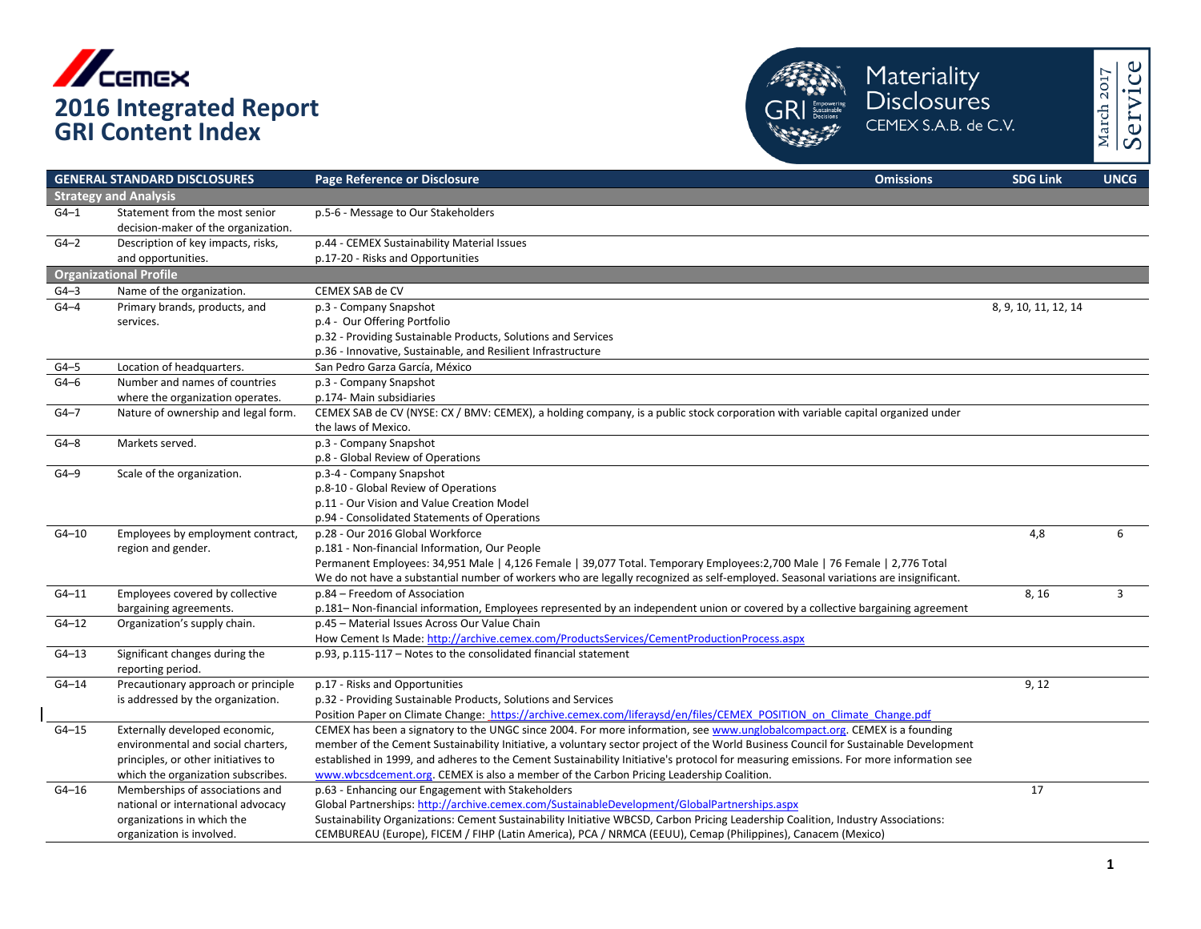# 2016 Integrated Report
# GRI Content Index

Materiality Disclosures
CEMEX S.A.B. de C.V.

March 2017 Service

| GENERAL STANDARD DISCLOSURES | | Page Reference or Disclosure | Omissions | SDG Link | UNCG |
|---|---|---|---|---|---|
| **Strategy and Analysis** | | | | | |
| G4–1 | Statement from the most senior decision-maker of the organization. | p.5-6 - Message to Our Stakeholders | | | |
| G4–2 | Description of key impacts, risks, and opportunities. | p.44 - CEMEX Sustainability Material Issues<br>p.17-20 - Risks and Opportunities | | | |
| **Organizational Profile** | | | | | |
| G4–3 | Name of the organization. | CEMEX SAB de CV | | | |
| G4–4 | Primary brands, products, and services. | p.3 - Company Snapshot<br>p.4 - Our Offering Portfolio<br>p.32 - Providing Sustainable Products, Solutions and Services<br>p.36 - Innovative, Sustainable, and Resilient Infrastructure | | 8, 9, 10, 11, 12, 14 | |
| G4–5 | Location of headquarters. | San Pedro Garza García, México | | | |
| G4–6 | Number and names of countries where the organization operates. | p.3 - Company Snapshot<br>p.174- Main subsidiaries | | | |
| G4–7 | Nature of ownership and legal form. | CEMEX SAB de CV (NYSE: CX / BMV: CEMEX), a holding company, is a public stock corporation with variable capital organized under the laws of Mexico. | | | |
| G4–8 | Markets served. | p.3 - Company Snapshot<br>p.8 - Global Review of Operations | | | |
| G4–9 | Scale of the organization. | p.3-4 - Company Snapshot<br>p.8-10 - Global Review of Operations<br>p.11 - Our Vision and Value Creation Model<br>p.94 - Consolidated Statements of Operations | | | |
| G4–10 | Employees by employment contract, region and gender. | p.28 - Our 2016 Global Workforce<br>p.181 - Non-financial Information, Our People<br>Permanent Employees: 34,951 Male \| 4,126 Female \| 39,077 Total. Temporary Employees:2,700 Male \| 76 Female \| 2,776 Total<br>We do not have a substantial number of workers who are legally recognized as self-employed. Seasonal variations are insignificant. | | 4,8 | 6 |
| G4–11 | Employees covered by collective bargaining agreements. | p.84 – Freedom of Association<br>p.181– Non-financial information, Employees represented by an independent union or covered by a collective bargaining agreement | | 8, 16 | 3 |
| G4–12 | Organization's supply chain. | p.45 – Material Issues Across Our Value Chain<br>How Cement Is Made: http://archive.cemex.com/ProductsServices/CementProductionProcess.aspx | | | |
| G4–13 | Significant changes during the reporting period. | p.93, p.115-117 – Notes to the consolidated financial statement | | | |
| G4–14 | Precautionary approach or principle is addressed by the organization. | p.17 - Risks and Opportunities<br>p.32 - Providing Sustainable Products, Solutions and Services<br>Position Paper on Climate Change: https://archive.cemex.com/liferaysd/en/files/CEMEX_POSITION_on_Climate_Change.pdf | | 9, 12 | |
| G4–15 | Externally developed economic, environmental and social charters, principles, or other initiatives to which the organization subscribes. | CEMEX has been a signatory to the UNGC since 2004. For more information, see www.unglobalcompact.org. CEMEX is a founding member of the Cement Sustainability Initiative, a voluntary sector project of the World Business Council for Sustainable Development established in 1999, and adheres to the Cement Sustainability Initiative's protocol for measuring emissions. For more information see www.wbcsdcement.org. CEMEX is also a member of the Carbon Pricing Leadership Coalition. | | | |
| G4–16 | Memberships of associations and national or international advocacy organizations in which the organization is involved. | p.63 - Enhancing our Engagement with Stakeholders<br>Global Partnerships: http://archive.cemex.com/SustainableDevelopment/GlobalPartnerships.aspx<br>Sustainability Organizations: Cement Sustainability Initiative WBCSD, Carbon Pricing Leadership Coalition, Industry Associations: CEMBUREAU (Europe), FICEM / FIHP (Latin America), PCA / NRMCA (EEUU), Cemap (Philippines), Canacem (Mexico) | | 17 | |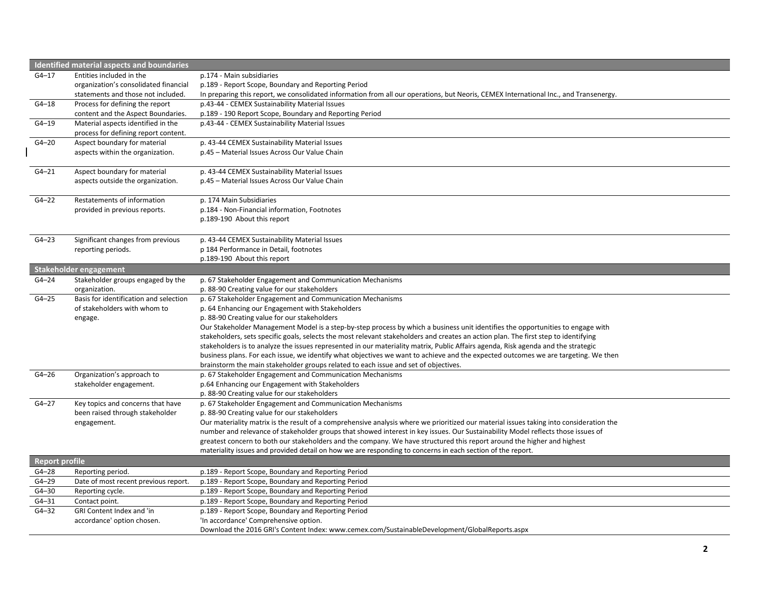| Identified material aspects and boundaries | | |
|---|---|---|
| G4–17 | Entities included in the organization's consolidated financial statements and those not included. | p.174 - Main subsidiaries<br>p.189 - Report Scope, Boundary and Reporting Period<br>In preparing this report, we consolidated information from all our operations, but Neoris, CEMEX International Inc., and Transenergy. |
| G4–18 | Process for defining the report content and the Aspect Boundaries. | p.43-44 - CEMEX Sustainability Material Issues<br>p.189 - 190 Report Scope, Boundary and Reporting Period |
| G4–19 | Material aspects identified in the process for defining report content. | p.43-44 - CEMEX Sustainability Material Issues |
| G4–20 | Aspect boundary for material aspects within the organization. | p. 43-44 CEMEX Sustainability Material Issues<br>p.45 – Material Issues Across Our Value Chain |
| G4–21 | Aspect boundary for material aspects outside the organization. | p. 43-44 CEMEX Sustainability Material Issues<br>p.45 – Material Issues Across Our Value Chain |
| G4–22 | Restatements of information provided in previous reports. | p. 174 Main Subsidiaries<br>p.184 - Non-Financial information, Footnotes<br>p.189-190 About this report |
| G4–23 | Significant changes from previous reporting periods. | p. 43-44 CEMEX Sustainability Material Issues<br>p 184 Performance in Detail, footnotes<br>p.189-190 About this report |
| **Stakeholder engagement** | | |
| G4–24 | Stakeholder groups engaged by the organization. | p. 67 Stakeholder Engagement and Communication Mechanisms<br>p. 88-90 Creating value for our stakeholders |
| G4–25 | Basis for identification and selection of stakeholders with whom to engage. | p. 67 Stakeholder Engagement and Communication Mechanisms<br>p. 64 Enhancing our Engagement with Stakeholders<br>p. 88-90 Creating value for our stakeholders<br>Our Stakeholder Management Model is a step-by-step process by which a business unit identifies the opportunities to engage with stakeholders, sets specific goals, selects the most relevant stakeholders and creates an action plan. The first step to identifying stakeholders is to analyze the issues represented in our materiality matrix, Public Affairs agenda, Risk agenda and the strategic business plans. For each issue, we identify what objectives we want to achieve and the expected outcomes we are targeting. We then brainstorm the main stakeholder groups related to each issue and set of objectives. |
| G4–26 | Organization's approach to stakeholder engagement. | p. 67 Stakeholder Engagement and Communication Mechanisms<br>p.64 Enhancing our Engagement with Stakeholders<br>p. 88-90 Creating value for our stakeholders |
| G4–27 | Key topics and concerns that have been raised through stakeholder engagement. | p. 67 Stakeholder Engagement and Communication Mechanisms<br>p. 88-90 Creating value for our stakeholders<br>Our materiality matrix is the result of a comprehensive analysis where we prioritized our material issues taking into consideration the number and relevance of stakeholder groups that showed interest in key issues. Our Sustainability Model reflects those issues of greatest concern to both our stakeholders and the company. We have structured this report around the higher and highest materiality issues and provided detail on how we are responding to concerns in each section of the report. |
| **Report profile** | | |
| G4–28 | Reporting period. | p.189 - Report Scope, Boundary and Reporting Period |
| G4–29 | Date of most recent previous report. | p.189 - Report Scope, Boundary and Reporting Period |
| G4–30 | Reporting cycle. | p.189 - Report Scope, Boundary and Reporting Period |
| G4–31 | Contact point. | p.189 - Report Scope, Boundary and Reporting Period |
| G4–32 | GRI Content Index and 'in accordance' option chosen. | p.189 - Report Scope, Boundary and Reporting Period<br>'In accordance' Comprehensive option.<br>Download the 2016 GRI's Content Index: www.cemex.com/SustainableDevelopment/GlobalReports.aspx |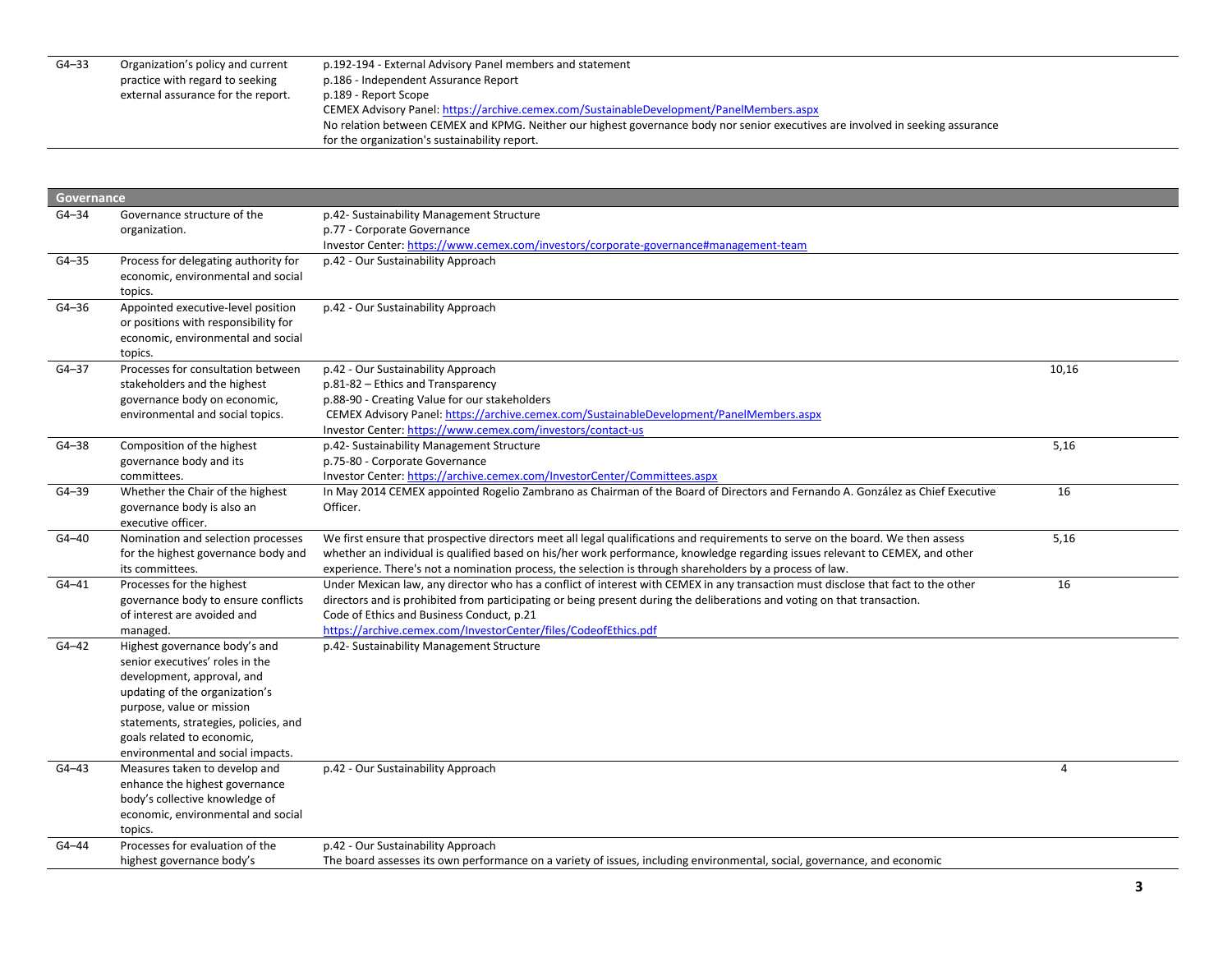| | | | |
|---|---|---|---|
| G4–33 | Organization's policy and current practice with regard to seeking external assurance for the report. | p.192-194 - External Advisory Panel members and statement<br>p.186 - Independent Assurance Report<br>p.189 - Report Scope<br>CEMEX Advisory Panel: https://archive.cemex.com/SustainableDevelopment/PanelMembers.aspx<br>No relation between CEMEX and KPMG. Neither our highest governance body nor senior executives are involved in seeking assurance for the organization's sustainability report. | |

| **Governance** | | | |
|---|---|---|---|
| G4–34 | Governance structure of the organization. | p.42- Sustainability Management Structure<br>p.77 - Corporate Governance<br>Investor Center: https://www.cemex.com/investors/corporate-governance#management-team | |
| G4–35 | Process for delegating authority for economic, environmental and social topics. | p.42 - Our Sustainability Approach | |
| G4–36 | Appointed executive-level position or positions with responsibility for economic, environmental and social topics. | p.42 - Our Sustainability Approach | |
| G4–37 | Processes for consultation between stakeholders and the highest governance body on economic, environmental and social topics. | p.42 - Our Sustainability Approach<br>p.81-82 – Ethics and Transparency<br>p.88-90 - Creating Value for our stakeholders<br>CEMEX Advisory Panel: https://archive.cemex.com/SustainableDevelopment/PanelMembers.aspx<br>Investor Center: https://www.cemex.com/investors/contact-us | 10,16 |
| G4–38 | Composition of the highest governance body and its committees. | p.42- Sustainability Management Structure<br>p.75-80 - Corporate Governance<br>Investor Center: https://archive.cemex.com/InvestorCenter/Committees.aspx | 5,16 |
| G4–39 | Whether the Chair of the highest governance body is also an executive officer. | In May 2014 CEMEX appointed Rogelio Zambrano as Chairman of the Board of Directors and Fernando A. González as Chief Executive Officer. | 16 |
| G4–40 | Nomination and selection processes for the highest governance body and its committees. | We first ensure that prospective directors meet all legal qualifications and requirements to serve on the board. We then assess whether an individual is qualified based on his/her work performance, knowledge regarding issues relevant to CEMEX, and other experience. There's not a nomination process, the selection is through shareholders by a process of law. | 5,16 |
| G4–41 | Processes for the highest governance body to ensure conflicts of interest are avoided and managed. | Under Mexican law, any director who has a conflict of interest with CEMEX in any transaction must disclose that fact to the other directors and is prohibited from participating or being present during the deliberations and voting on that transaction.<br>Code of Ethics and Business Conduct, p.21<br>https://archive.cemex.com/InvestorCenter/files/CodeofEthics.pdf | 16 |
| G4–42 | Highest governance body's and senior executives' roles in the development, approval, and updating of the organization's purpose, value or mission statements, strategies, policies, and goals related to economic, environmental and social impacts. | p.42- Sustainability Management Structure | |
| G4–43 | Measures taken to develop and enhance the highest governance body's collective knowledge of economic, environmental and social topics. | p.42 - Our Sustainability Approach | 4 |
| G4–44 | Processes for evaluation of the highest governance body's | p.42 - Our Sustainability Approach<br>The board assesses its own performance on a variety of issues, including environmental, social, governance, and economic | |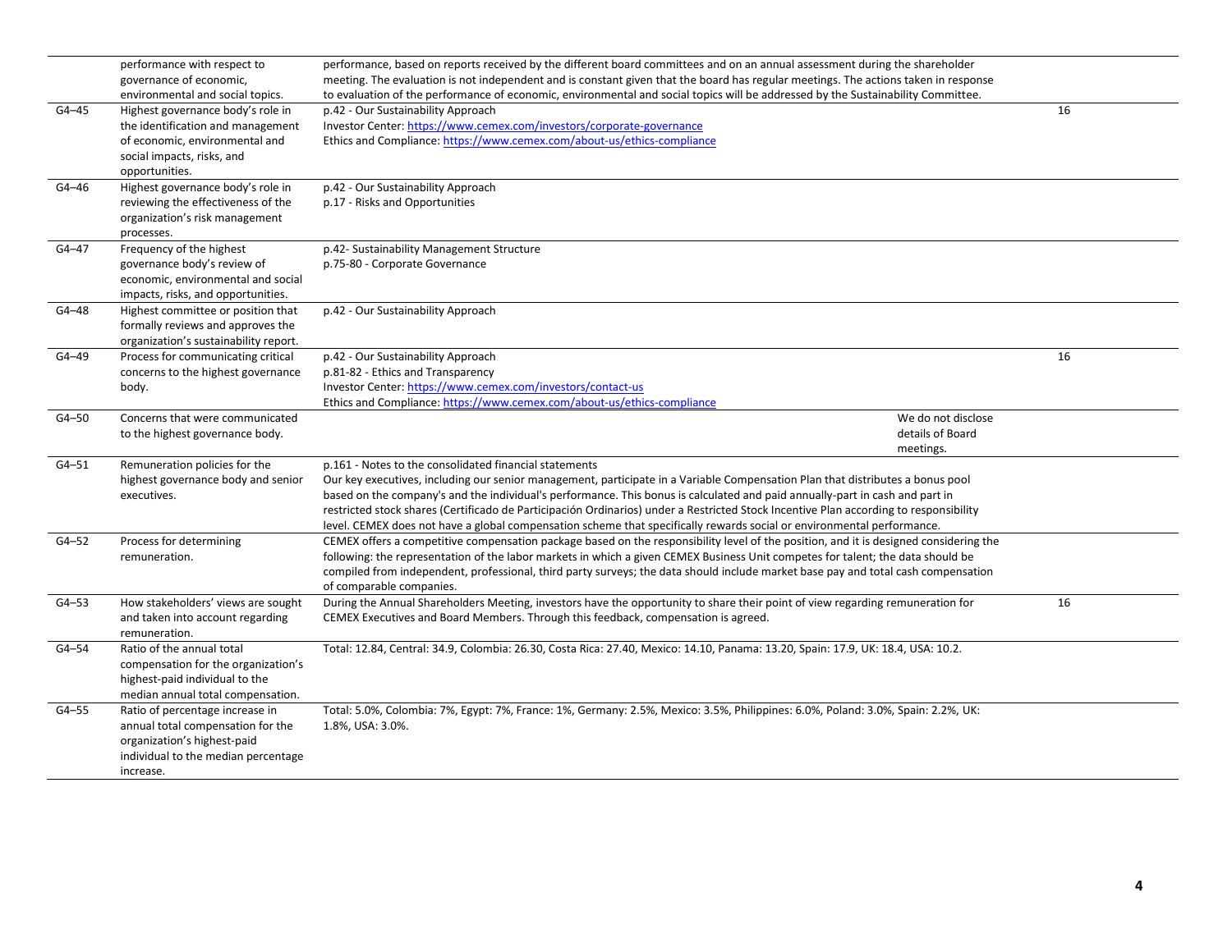| | | | | |
|---|---|---|---|---|
| | performance with respect to governance of economic, environmental and social topics. | performance, based on reports received by the different board committees and on an annual assessment during the shareholder meeting. The evaluation is not independent and is constant given that the board has regular meetings. The actions taken in response to evaluation of the performance of economic, environmental and social topics will be addressed by the Sustainability Committee. | | |
| G4–45 | Highest governance body's role in the identification and management of economic, environmental and social impacts, risks, and opportunities. | p.42 - Our Sustainability Approach<br>Investor Center: https://www.cemex.com/investors/corporate-governance<br>Ethics and Compliance: https://www.cemex.com/about-us/ethics-compliance | | 16 |
| G4–46 | Highest governance body's role in reviewing the effectiveness of the organization's risk management processes. | p.42 - Our Sustainability Approach<br>p.17 - Risks and Opportunities | | |
| G4–47 | Frequency of the highest governance body's review of economic, environmental and social impacts, risks, and opportunities. | p.42- Sustainability Management Structure<br>p.75-80 - Corporate Governance | | |
| G4–48 | Highest committee or position that formally reviews and approves the organization's sustainability report. | p.42 - Our Sustainability Approach | | |
| G4–49 | Process for communicating critical concerns to the highest governance body. | p.42 - Our Sustainability Approach<br>p.81-82 - Ethics and Transparency<br>Investor Center: https://www.cemex.com/investors/contact-us<br>Ethics and Compliance: https://www.cemex.com/about-us/ethics-compliance | | 16 |
| G4–50 | Concerns that were communicated to the highest governance body. | | We do not disclose details of Board meetings. | |
| G4–51 | Remuneration policies for the highest governance body and senior executives. | p.161 - Notes to the consolidated financial statements<br>Our key executives, including our senior management, participate in a Variable Compensation Plan that distributes a bonus pool based on the company's and the individual's performance. This bonus is calculated and paid annually-part in cash and part in restricted stock shares (Certificado de Participación Ordinarios) under a Restricted Stock Incentive Plan according to responsibility level. CEMEX does not have a global compensation scheme that specifically rewards social or environmental performance. | | |
| G4–52 | Process for determining remuneration. | CEMEX offers a competitive compensation package based on the responsibility level of the position, and it is designed considering the following: the representation of the labor markets in which a given CEMEX Business Unit competes for talent; the data should be compiled from independent, professional, third party surveys; the data should include market base pay and total cash compensation of comparable companies. | | |
| G4–53 | How stakeholders' views are sought and taken into account regarding remuneration. | During the Annual Shareholders Meeting, investors have the opportunity to share their point of view regarding remuneration for CEMEX Executives and Board Members. Through this feedback, compensation is agreed. | | 16 |
| G4–54 | Ratio of the annual total compensation for the organization's highest-paid individual to the median annual total compensation. | Total: 12.84, Central: 34.9, Colombia: 26.30, Costa Rica: 27.40, Mexico: 14.10, Panama: 13.20, Spain: 17.9, UK: 18.4, USA: 10.2. | | |
| G4–55 | Ratio of percentage increase in annual total compensation for the organization's highest-paid individual to the median percentage increase. | Total: 5.0%, Colombia: 7%, Egypt: 7%, France: 1%, Germany: 2.5%, Mexico: 3.5%, Philippines: 6.0%, Poland: 3.0%, Spain: 2.2%, UK: 1.8%, USA: 3.0%. | | |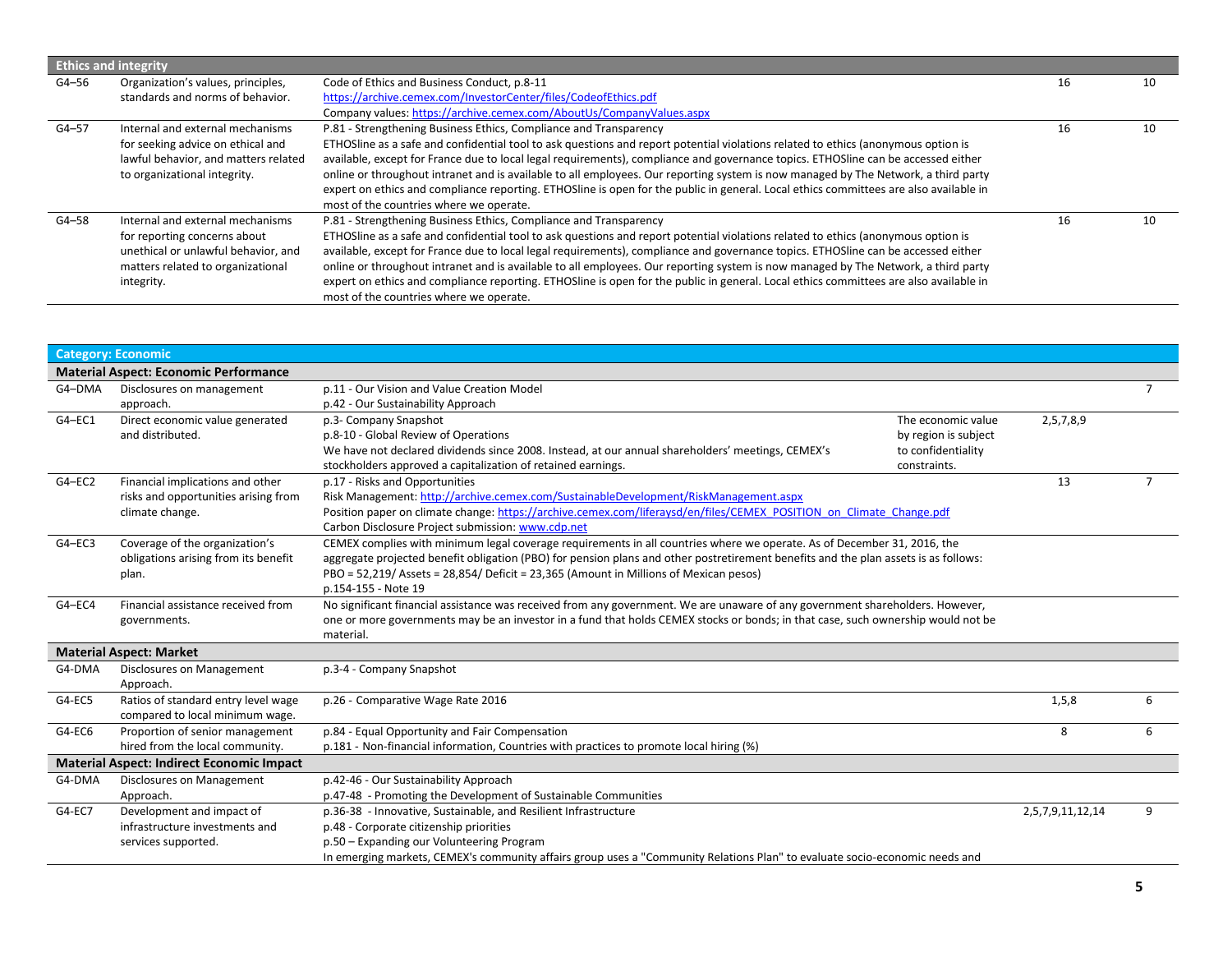| Ethics and integrity | | | | | |
|---|---|---|---|---|---|
| G4–56 | Organization's values, principles, standards and norms of behavior. | Code of Ethics and Business Conduct, p.8-11<br>https://archive.cemex.com/InvestorCenter/files/CodeofEthics.pdf<br>Company values: https://archive.cemex.com/AboutUs/CompanyValues.aspx | | 16 | 10 |
| G4–57 | Internal and external mechanisms for seeking advice on ethical and lawful behavior, and matters related to organizational integrity. | P.81 - Strengthening Business Ethics, Compliance and Transparency<br>ETHOSline as a safe and confidential tool to ask questions and report potential violations related to ethics (anonymous option is available, except for France due to local legal requirements), compliance and governance topics. ETHOSline can be accessed either online or throughout intranet and is available to all employees. Our reporting system is now managed by The Network, a third party expert on ethics and compliance reporting. ETHOSline is open for the public in general. Local ethics committees are also available in most of the countries where we operate. | | 16 | 10 |
| G4–58 | Internal and external mechanisms for reporting concerns about unethical or unlawful behavior, and matters related to organizational integrity. | P.81 - Strengthening Business Ethics, Compliance and Transparency<br>ETHOSline as a safe and confidential tool to ask questions and report potential violations related to ethics (anonymous option is available, except for France due to local legal requirements), compliance and governance topics. ETHOSline can be accessed either online or throughout intranet and is available to all employees. Our reporting system is now managed by The Network, a third party expert on ethics and compliance reporting. ETHOSline is open for the public in general. Local ethics committees are also available in most of the countries where we operate. | | 16 | 10 |

| Category: Economic | | | | | |
|---|---|---|---|---|---|
| **Material Aspect: Economic Performance** | | | | | |
| G4–DMA | Disclosures on management approach. | p.11 - Our Vision and Value Creation Model<br>p.42 - Our Sustainability Approach | | | 7 |
| G4–EC1 | Direct economic value generated and distributed. | p.3- Company Snapshot<br>p.8-10 - Global Review of Operations<br>We have not declared dividends since 2008. Instead, at our annual shareholders' meetings, CEMEX's stockholders approved a capitalization of retained earnings. | The economic value by region is subject to confidentiality constraints. | 2,5,7,8,9 | |
| G4–EC2 | Financial implications and other risks and opportunities arising from climate change. | p.17 - Risks and Opportunities<br>Risk Management: http://archive.cemex.com/SustainableDevelopment/RiskManagement.aspx<br>Position paper on climate change: https://archive.cemex.com/liferaysd/en/files/CEMEX_POSITION_on_Climate_Change.pdf<br>Carbon Disclosure Project submission: www.cdp.net | | 13 | 7 |
| G4–EC3 | Coverage of the organization's obligations arising from its benefit plan. | CEMEX complies with minimum legal coverage requirements in all countries where we operate. As of December 31, 2016, the aggregate projected benefit obligation (PBO) for pension plans and other postretirement benefits and the plan assets is as follows:<br>PBO = 52,219/ Assets = 28,854/ Deficit = 23,365 (Amount in Millions of Mexican pesos)<br>p.154-155 - Note 19 | | | |
| G4–EC4 | Financial assistance received from governments. | No significant financial assistance was received from any government. We are unaware of any government shareholders. However, one or more governments may be an investor in a fund that holds CEMEX stocks or bonds; in that case, such ownership would not be material. | | | |
| **Material Aspect: Market** | | | | | |
| G4-DMA | Disclosures on Management Approach. | p.3-4 - Company Snapshot | | | |
| G4-EC5 | Ratios of standard entry level wage compared to local minimum wage. | p.26 - Comparative Wage Rate 2016 | | 1,5,8 | 6 |
| G4-EC6 | Proportion of senior management hired from the local community. | p.84 - Equal Opportunity and Fair Compensation<br>p.181 - Non-financial information, Countries with practices to promote local hiring (%) | | 8 | 6 |
| **Material Aspect: Indirect Economic Impact** | | | | | |
| G4-DMA | Disclosures on Management Approach. | p.42-46 - Our Sustainability Approach<br>p.47-48 - Promoting the Development of Sustainable Communities | | | |
| G4-EC7 | Development and impact of infrastructure investments and services supported. | p.36-38 - Innovative, Sustainable, and Resilient Infrastructure<br>p.48 - Corporate citizenship priorities<br>p.50 – Expanding our Volunteering Program<br>In emerging markets, CEMEX's community affairs group uses a "Community Relations Plan" to evaluate socio-economic needs and | | 2,5,7,9,11,12,14 | 9 |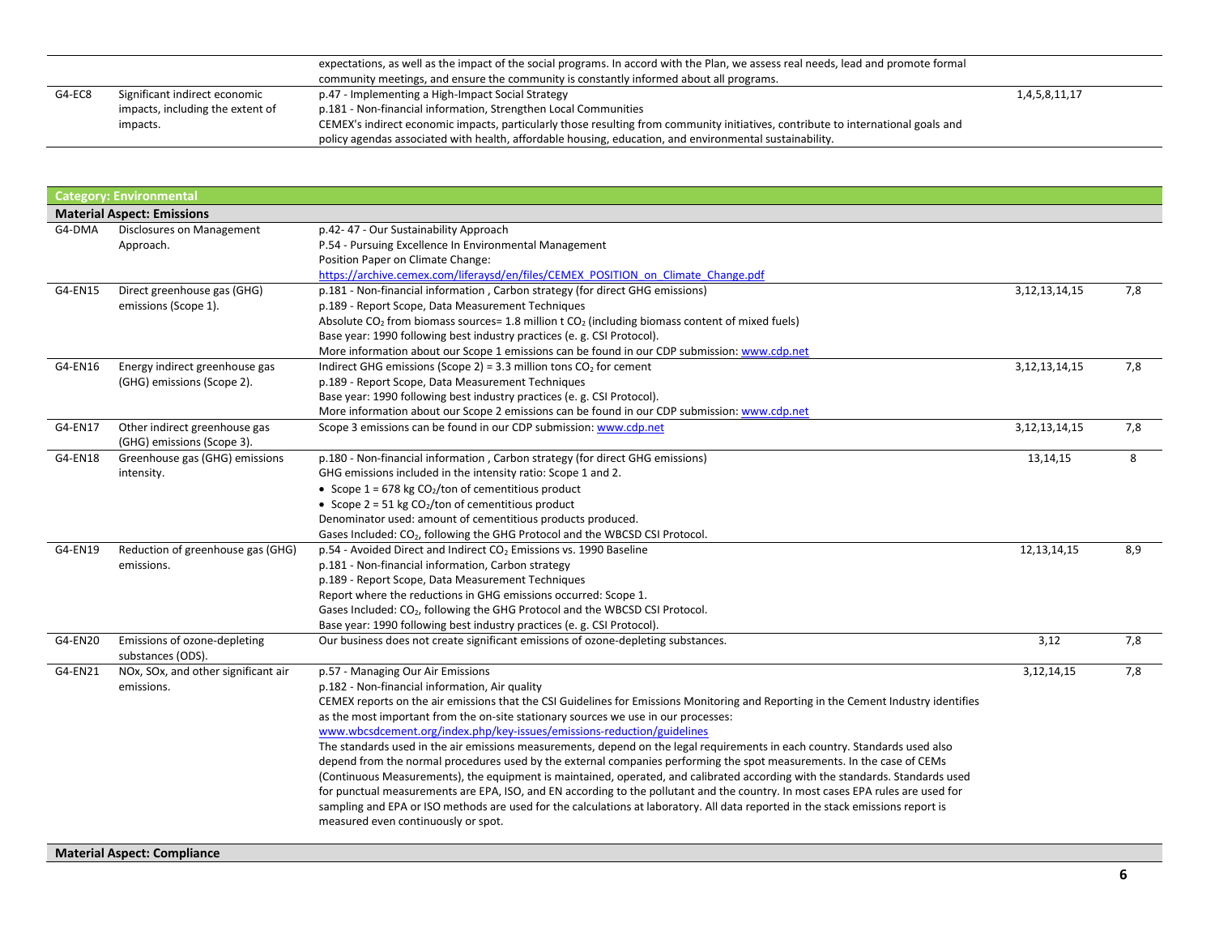| | | | | |
|---|---|---|---|---|
| | | expectations, as well as the impact of the social programs. In accord with the Plan, we assess real needs, lead and promote formal community meetings, and ensure the community is constantly informed about all programs. | | |
| G4-EC8 | Significant indirect economic impacts, including the extent of impacts. | p.47 - Implementing a High-Impact Social Strategy<br>p.181 - Non-financial information, Strengthen Local Communities<br>CEMEX's indirect economic impacts, particularly those resulting from community initiatives, contribute to international goals and policy agendas associated with health, affordable housing, education, and environmental sustainability. | 1,4,5,8,11,17 | |

| **Category: Environmental** | | | | |
|---|---|---|---|---|
| **Material Aspect: Emissions** | | | | |
| G4-DMA | Disclosures on Management Approach. | p.42- 47 - Our Sustainability Approach<br>P.54 - Pursuing Excellence In Environmental Management<br>Position Paper on Climate Change:<br>https://archive.cemex.com/liferaysd/en/files/CEMEX_POSITION_on_Climate_Change.pdf | | |
| G4-EN15 | Direct greenhouse gas (GHG) emissions (Scope 1). | p.181 - Non-financial information , Carbon strategy (for direct GHG emissions)<br>p.189 - Report Scope, Data Measurement Techniques<br>Absolute $CO_2$ from biomass sources= 1.8 million t $CO_2$ (including biomass content of mixed fuels)<br>Base year: 1990 following best industry practices (e. g. CSI Protocol).<br>More information about our Scope 1 emissions can be found in our CDP submission: www.cdp.net | 3,12,13,14,15 | 7,8 |
| G4-EN16 | Energy indirect greenhouse gas (GHG) emissions (Scope 2). | Indirect GHG emissions (Scope 2) = 3.3 million tons $CO_2$ for cement<br>p.189 - Report Scope, Data Measurement Techniques<br>Base year: 1990 following best industry practices (e. g. CSI Protocol).<br>More information about our Scope 2 emissions can be found in our CDP submission: www.cdp.net | 3,12,13,14,15 | 7,8 |
| G4-EN17 | Other indirect greenhouse gas (GHG) emissions (Scope 3). | Scope 3 emissions can be found in our CDP submission: www.cdp.net | 3,12,13,14,15 | 7,8 |
| G4-EN18 | Greenhouse gas (GHG) emissions intensity. | p.180 - Non-financial information , Carbon strategy (for direct GHG emissions)<br>GHG emissions included in the intensity ratio: Scope 1 and 2.<br>• Scope 1 = 678 kg $CO_2$/ton of cementitious product<br>• Scope 2 = 51 kg $CO_2$/ton of cementitious product<br>Denominator used: amount of cementitious products produced.<br>Gases Included: $CO_2$, following the GHG Protocol and the WBCSD CSI Protocol. | 13,14,15 | 8 |
| G4-EN19 | Reduction of greenhouse gas (GHG) emissions. | p.54 - Avoided Direct and Indirect $CO_2$ Emissions vs. 1990 Baseline<br>p.181 - Non-financial information, Carbon strategy<br>p.189 - Report Scope, Data Measurement Techniques<br>Report where the reductions in GHG emissions occurred: Scope 1.<br>Gases Included: $CO_2$, following the GHG Protocol and the WBCSD CSI Protocol.<br>Base year: 1990 following best industry practices (e. g. CSI Protocol). | 12,13,14,15 | 8,9 |
| G4-EN20 | Emissions of ozone-depleting substances (ODS). | Our business does not create significant emissions of ozone-depleting substances. | 3,12 | 7,8 |
| G4-EN21 | NOx, SOx, and other significant air emissions. | p.57 - Managing Our Air Emissions<br>p.182 - Non-financial information, Air quality<br>CEMEX reports on the air emissions that the CSI Guidelines for Emissions Monitoring and Reporting in the Cement Industry identifies as the most important from the on-site stationary sources we use in our processes:<br>www.wbcsdcement.org/index.php/key-issues/emissions-reduction/guidelines<br>The standards used in the air emissions measurements, depend on the legal requirements in each country. Standards used also depend from the normal procedures used by the external companies performing the spot measurements. In the case of CEMs (Continuous Measurements), the equipment is maintained, operated, and calibrated according with the standards. Standards used for punctual measurements are EPA, ISO, and EN according to the pollutant and the country. In most cases EPA rules are used for sampling and EPA or ISO methods are used for the calculations at laboratory. All data reported in the stack emissions report is measured even continuously or spot. | 3,12,14,15 | 7,8 |
| **Material Aspect: Compliance** | | | | |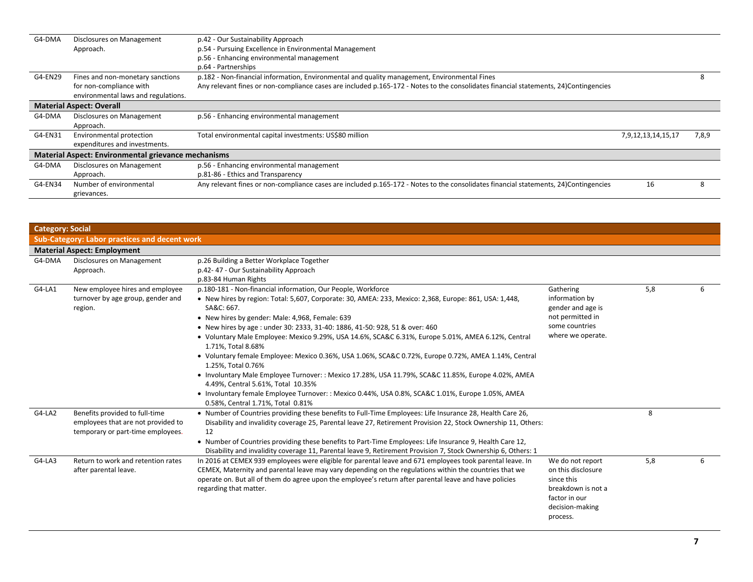| | | | | | |
|---|---|---|---|---|---|
| G4-DMA | Disclosures on Management Approach. | p.42 - Our Sustainability Approach<br>p.54 - Pursuing Excellence in Environmental Management<br>p.56 - Enhancing environmental management<br>p.64 - Partnerships | | | |
| G4-EN29 | Fines and non-monetary sanctions for non-compliance with environmental laws and regulations. | p.182 - Non-financial information, Environmental and quality management, Environmental Fines<br>Any relevant fines or non-compliance cases are included p.165-172 - Notes to the consolidates financial statements, 24)Contingencies | | | 8 |
| **Material Aspect: Overall** | | | | | |
| G4-DMA | Disclosures on Management Approach. | p.56 - Enhancing environmental management | | | |
| G4-EN31 | Environmental protection expenditures and investments. | Total environmental capital investments: US$80 million | | 7,9,12,13,14,15,17 | 7,8,9 |
| **Material Aspect: Environmental grievance mechanisms** | | | | | |
| G4-DMA | Disclosures on Management Approach. | p.56 - Enhancing environmental management<br>p.81-86 - Ethics and Transparency | | | |
| G4-EN34 | Number of environmental grievances. | Any relevant fines or non-compliance cases are included p.165-172 - Notes to the consolidates financial statements, 24)Contingencies | | 16 | 8 |

| | | | | | |
|---|---|---|---|---|---|
| **Category: Social** | | | | | |
| **Sub-Category: Labor practices and decent work** | | | | | |
| **Material Aspect: Employment** | | | | | |
| G4-DMA | Disclosures on Management Approach. | p.26 Building a Better Workplace Together<br>p.42- 47 - Our Sustainability Approach<br>p.83-84 Human Rights | | | |
| G4-LA1 | New employee hires and employee turnover by age group, gender and region. | p.180-181 - Non-financial information, Our People, Workforce<br>• New hires by region: Total: 5,607, Corporate: 30, AMEA: 233, Mexico: 2,368, Europe: 861, USA: 1,448, SA&C: 667.<br>• New hires by gender: Male: 4,968, Female: 639<br>• New hires by age : under 30: 2333, 31-40: 1886, 41-50: 928, 51 & over: 460<br>• Voluntary Male Employee: Mexico 9.29%, USA 14.6%, SCA&C 6.31%, Europe 5.01%, AMEA 6.12%, Central 1.71%, Total 8.68%<br>• Voluntary female Employee: Mexico 0.36%, USA 1.06%, SCA&C 0.72%, Europe 0.72%, AMEA 1.14%, Central 1.25%, Total 0.76%<br>• Involuntary Male Employee Turnover: : Mexico 17.28%, USA 11.79%, SCA&C 11.85%, Europe 4.02%, AMEA 4.49%, Central 5.61%, Total 10.35%<br>• Involuntary female Employee Turnover: : Mexico 0.44%, USA 0.8%, SCA&C 1.01%, Europe 1.05%, AMEA 0.58%, Central 1.71%, Total 0.81% | Gathering information by gender and age is not permitted in some countries where we operate. | 5,8 | 6 |
| G4-LA2 | Benefits provided to full-time employees that are not provided to temporary or part-time employees. | • Number of Countries providing these benefits to Full-Time Employees: Life Insurance 28, Health Care 26, Disability and invalidity coverage 25, Parental leave 27, Retirement Provision 22, Stock Ownership 11, Others: 12<br>• Number of Countries providing these benefits to Part-Time Employees: Life Insurance 9, Health Care 12, Disability and invalidity coverage 11, Parental leave 9, Retirement Provision 7, Stock Ownership 6, Others: 1 | | 8 | |
| G4-LA3 | Return to work and retention rates after parental leave. | In 2016 at CEMEX 939 employees were eligible for parental leave and 671 employees took parental leave. In CEMEX, Maternity and parental leave may vary depending on the regulations within the countries that we operate on. But all of them do agree upon the employee's return after parental leave and have policies regarding that matter. | We do not report on this disclosure since this breakdown is not a factor in our decision-making process. | 5,8 | 6 |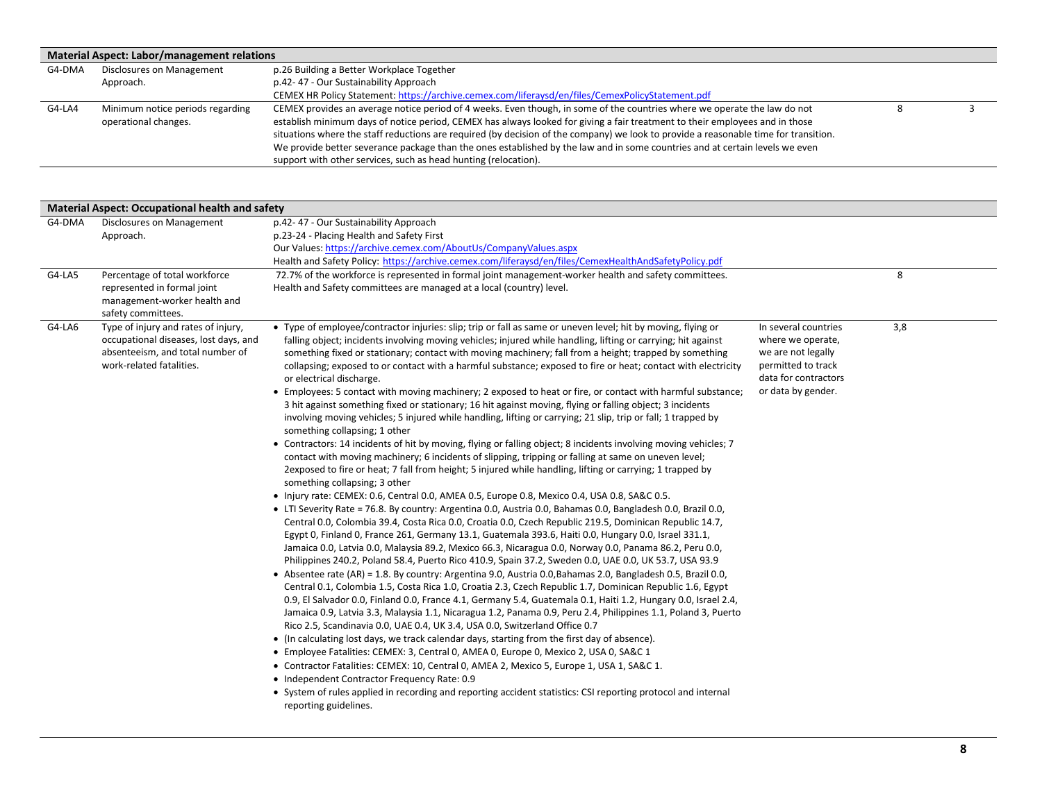| Material Aspect: Labor/management relations | | | | | |
|---|---|---|---|---|---|
| G4-DMA | Disclosures on Management Approach. | p.26 Building a Better Workplace Together<br>p.42- 47 - Our Sustainability Approach<br>CEMEX HR Policy Statement: [https://archive.cemex.com/liferaysd/en/files/CemexPolicyStatement.pdf](https://archive.cemex.com/liferaysd/en/files/CemexPolicyStatement.pdf) | | | |
| G4-LA4 | Minimum notice periods regarding operational changes. | CEMEX provides an average notice period of 4 weeks. Even though, in some of the countries where we operate the law do not establish minimum days of notice period, CEMEX has always looked for giving a fair treatment to their employees and in those situations where the staff reductions are required (by decision of the company) we look to provide a reasonable time for transition. We provide better severance package than the ones established by the law and in some countries and at certain levels we even support with other services, such as head hunting (relocation). | | 8 | 3 |

| Material Aspect: Occupational health and safety | | | | | |
|---|---|---|---|---|---|
| G4-DMA | Disclosures on Management Approach. | p.42- 47 - Our Sustainability Approach<br>p.23-24 - Placing Health and Safety First<br>Our Values: [https://archive.cemex.com/AboutUs/CompanyValues.aspx](https://archive.cemex.com/AboutUs/CompanyValues.aspx)<br>Health and Safety Policy: [https://archive.cemex.com/liferaysd/en/files/CemexHealthAndSafetyPolicy.pdf](https://archive.cemex.com/liferaysd/en/files/CemexHealthAndSafetyPolicy.pdf) | | | |
| G4-LA5 | Percentage of total workforce represented in formal joint management-worker health and safety committees. | 72.7% of the workforce is represented in formal joint management-worker health and safety committees. Health and Safety committees are managed at a local (country) level. | | 8 | |
| G4-LA6 | Type of injury and rates of injury, occupational diseases, lost days, and absenteeism, and total number of work-related fatalities. | • Type of employee/contractor injuries: slip; trip or fall as same or uneven level; hit by moving, flying or falling object; incidents involving moving vehicles; injured while handling, lifting or carrying; hit against something fixed or stationary; contact with moving machinery; fall from a height; trapped by something collapsing; exposed to or contact with a harmful substance; exposed to fire or heat; contact with electricity or electrical discharge.<br>• Employees: 5 contact with moving machinery; 2 exposed to heat or fire, or contact with harmful substance; 3 hit against something fixed or stationary; 16 hit against moving, flying or falling object; 3 incidents involving moving vehicles; 5 injured while handling, lifting or carrying; 21 slip, trip or fall; 1 trapped by something collapsing; 1 other<br>• Contractors: 14 incidents of hit by moving, flying or falling object; 8 incidents involving moving vehicles; 7 contact with moving machinery; 6 incidents of slipping, tripping or falling at same on uneven level; 2exposed to fire or heat; 7 fall from height; 5 injured while handling, lifting or carrying; 1 trapped by something collapsing; 3 other<br>• Injury rate: CEMEX: 0.6, Central 0.0, AMEA 0.5, Europe 0.8, Mexico 0.4, USA 0.8, SA&C 0.5.<br>• LTI Severity Rate = 76.8. By country: Argentina 0.0, Austria 0.0, Bahamas 0.0, Bangladesh 0.0, Brazil 0.0, Central 0.0, Colombia 39.4, Costa Rica 0.0, Croatia 0.0, Czech Republic 219.5, Dominican Republic 14.7, Egypt 0, Finland 0, France 261, Germany 13.1, Guatemala 393.6, Haiti 0.0, Hungary 0.0, Israel 331.1, Jamaica 0.0, Latvia 0.0, Malaysia 89.2, Mexico 66.3, Nicaragua 0.0, Norway 0.0, Panama 86.2, Peru 0.0, Philippines 240.2, Poland 58.4, Puerto Rico 410.9, Spain 37.2, Sweden 0.0, UAE 0.0, UK 53.7, USA 93.9<br>• Absentee rate (AR) = 1.8. By country: Argentina 9.0, Austria 0.0,Bahamas 2.0, Bangladesh 0.5, Brazil 0.0, Central 0.1, Colombia 1.5, Costa Rica 1.0, Croatia 2.3, Czech Republic 1.7, Dominican Republic 1.6, Egypt 0.9, El Salvador 0.0, Finland 0.0, France 4.1, Germany 5.4, Guatemala 0.1, Haiti 1.2, Hungary 0.0, Israel 2.4, Jamaica 0.9, Latvia 3.3, Malaysia 1.1, Nicaragua 1.2, Panama 0.9, Peru 2.4, Philippines 1.1, Poland 3, Puerto Rico 2.5, Scandinavia 0.0, UAE 0.4, UK 3.4, USA 0.0, Switzerland Office 0.7<br>• (In calculating lost days, we track calendar days, starting from the first day of absence).<br>• Employee Fatalities: CEMEX: 3, Central 0, AMEA 0, Europe 0, Mexico 2, USA 0, SA&C 1<br>• Contractor Fatalities: CEMEX: 10, Central 0, AMEA 2, Mexico 5, Europe 1, USA 1, SA&C 1.<br>• Independent Contractor Frequency Rate: 0.9<br>• System of rules applied in recording and reporting accident statistics: CSI reporting protocol and internal reporting guidelines. | In several countries where we operate, we are not legally permitted to track data for contractors or data by gender. | 3,8 | |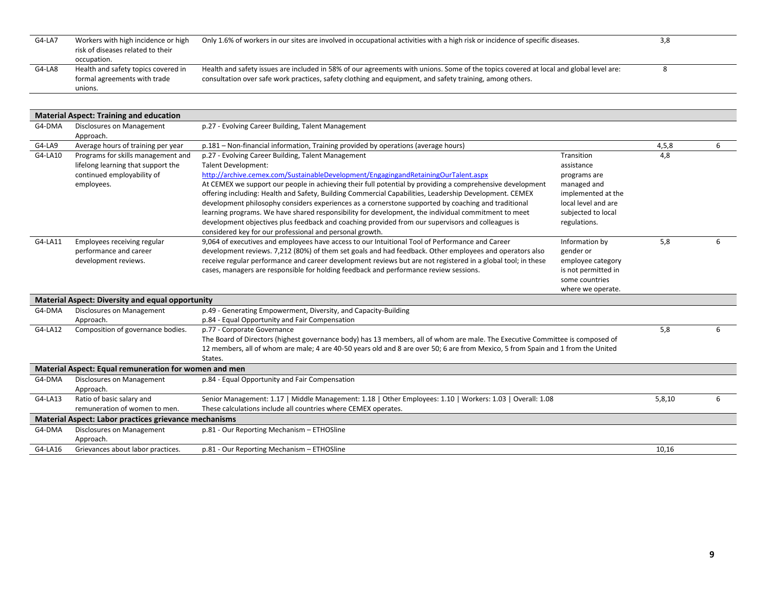| | | | | | |
|---|---|---|---|---|---|
| G4-LA7 | Workers with high incidence or high risk of diseases related to their occupation. | Only 1.6% of workers in our sites are involved in occupational activities with a high risk or incidence of specific diseases. | | 3,8 | |
| G4-LA8 | Health and safety topics covered in formal agreements with trade unions. | Health and safety issues are included in 58% of our agreements with unions. Some of the topics covered at local and global level are: consultation over safe work practices, safety clothing and equipment, and safety training, among others. | | 8 | |

| | | | | | |
|---|---|---|---|---|---|
| **Material Aspect: Training and education** | | | | | |
| G4-DMA | Disclosures on Management Approach. | p.27 - Evolving Career Building, Talent Management | | | |
| G4-LA9 | Average hours of training per year | p.181 – Non-financial information, Training provided by operations (average hours) | | 4,5,8 | 6 |
| G4-LA10 | Programs for skills management and lifelong learning that support the continued employability of employees. | p.27 - Evolving Career Building, Talent Management<br>Talent Development:<br>http://archive.cemex.com/SustainableDevelopment/EngagingandRetainingOurTalent.aspx<br>At CEMEX we support our people in achieving their full potential by providing a comprehensive development offering including: Health and Safety, Building Commercial Capabilities, Leadership Development. CEMEX development philosophy considers experiences as a cornerstone supported by coaching and traditional learning programs. We have shared responsibility for development, the individual commitment to meet development objectives plus feedback and coaching provided from our supervisors and colleagues is considered key for our professional and personal growth. | Transition assistance programs are managed and implemented at the local level and are subjected to local regulations. | 4,8 | |
| G4-LA11 | Employees receiving regular performance and career development reviews. | 9,064 of executives and employees have access to our Intuitional Tool of Performance and Career development reviews. 7,212 (80%) of them set goals and had feedback. Other employees and operators also receive regular performance and career development reviews but are not registered in a global tool; in these cases, managers are responsible for holding feedback and performance review sessions. | Information by gender or employee category is not permitted in some countries where we operate. | 5,8 | 6 |
| **Material Aspect: Diversity and equal opportunity** | | | | | |
| G4-DMA | Disclosures on Management Approach. | p.49 - Generating Empowerment, Diversity, and Capacity-Building<br>p.84 - Equal Opportunity and Fair Compensation | | | |
| G4-LA12 | Composition of governance bodies. | p.77 - Corporate Governance<br>The Board of Directors (highest governance body) has 13 members, all of whom are male. The Executive Committee is composed of 12 members, all of whom are male; 4 are 40-50 years old and 8 are over 50; 6 are from Mexico, 5 from Spain and 1 from the United States. | | 5,8 | 6 |
| **Material Aspect: Equal remuneration for women and men** | | | | | |
| G4-DMA | Disclosures on Management Approach. | p.84 - Equal Opportunity and Fair Compensation | | | |
| G4-LA13 | Ratio of basic salary and remuneration of women to men. | Senior Management: 1.17 \| Middle Management: 1.18 \| Other Employees: 1.10 \| Workers: 1.03 \| Overall: 1.08<br>These calculations include all countries where CEMEX operates. | | 5,8,10 | 6 |
| **Material Aspect: Labor practices grievance mechanisms** | | | | | |
| G4-DMA | Disclosures on Management Approach. | p.81 - Our Reporting Mechanism – ETHOSline | | | |
| G4-LA16 | Grievances about labor practices. | p.81 - Our Reporting Mechanism – ETHOSline | | 10,16 | |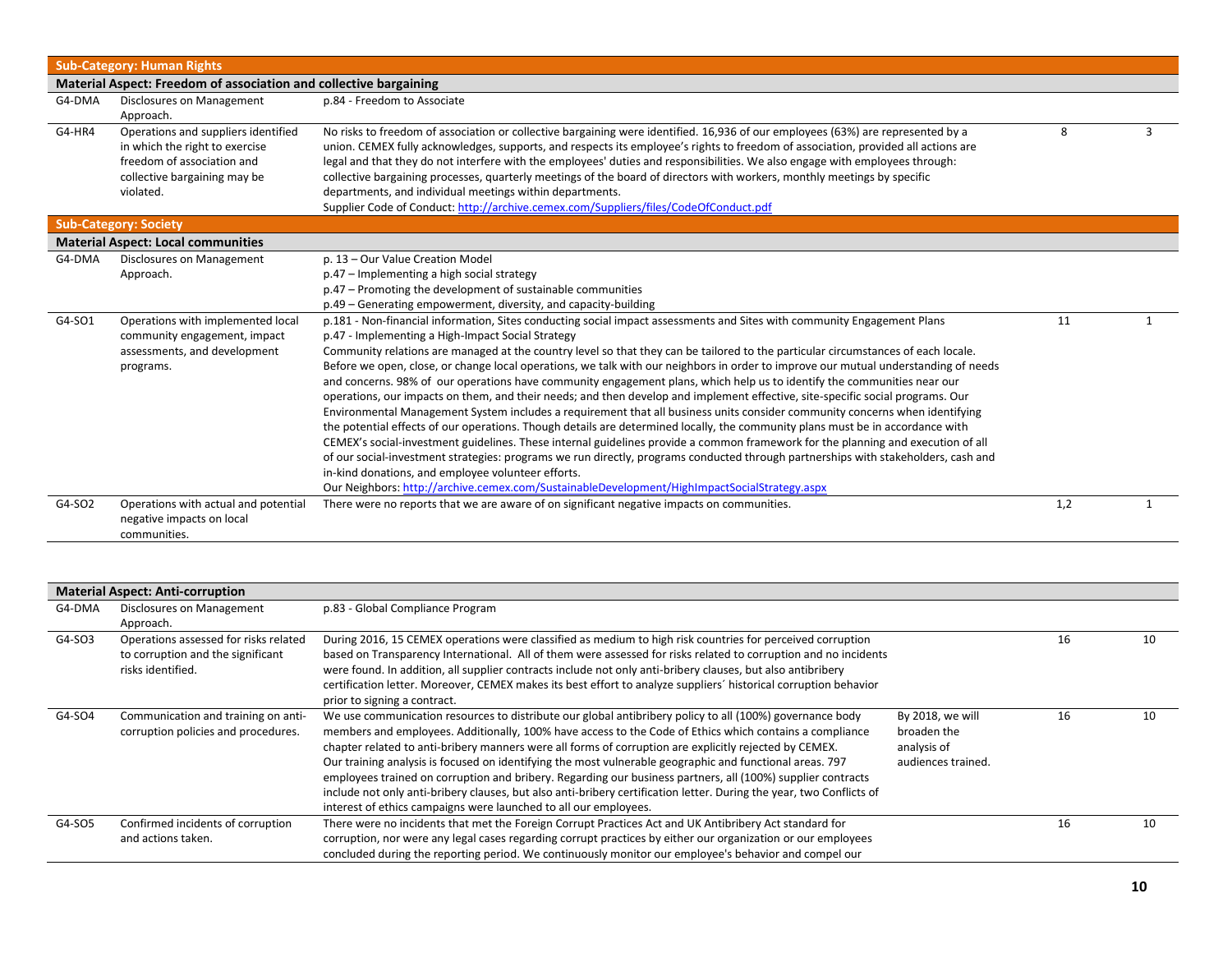| | | | | | |
|---|---|---|---|---|---|
| **Sub-Category: Human Rights** | | | | | |
| **Material Aspect: Freedom of association and collective bargaining** | | | | | |
| G4-DMA | Disclosures on Management Approach. | p.84 - Freedom to Associate | | | |
| G4-HR4 | Operations and suppliers identified in which the right to exercise freedom of association and collective bargaining may be violated. | No risks to freedom of association or collective bargaining were identified. 16,936 of our employees (63%) are represented by a union. CEMEX fully acknowledges, supports, and respects its employee's rights to freedom of association, provided all actions are legal and that they do not interfere with the employees' duties and responsibilities. We also engage with employees through: collective bargaining processes, quarterly meetings of the board of directors with workers, monthly meetings by specific departments, and individual meetings within departments.<br>Supplier Code of Conduct: http://archive.cemex.com/Suppliers/files/CodeOfConduct.pdf | | 8 | 3 |
| **Sub-Category: Society** | | | | | |
| **Material Aspect: Local communities** | | | | | |
| G4-DMA | Disclosures on Management Approach. | p. 13 – Our Value Creation Model<br>p.47 – Implementing a high social strategy<br>p.47 – Promoting the development of sustainable communities<br>p.49 – Generating empowerment, diversity, and capacity-building | | | |
| G4-SO1 | Operations with implemented local community engagement, impact assessments, and development programs. | p.181 - Non-financial information, Sites conducting social impact assessments and Sites with community Engagement Plans<br>p.47 - Implementing a High-Impact Social Strategy<br>Community relations are managed at the country level so that they can be tailored to the particular circumstances of each locale. Before we open, close, or change local operations, we talk with our neighbors in order to improve our mutual understanding of needs and concerns. 98% of our operations have community engagement plans, which help us to identify the communities near our operations, our impacts on them, and their needs; and then develop and implement effective, site-specific social programs. Our Environmental Management System includes a requirement that all business units consider community concerns when identifying the potential effects of our operations. Though details are determined locally, the community plans must be in accordance with CEMEX's social-investment guidelines. These internal guidelines provide a common framework for the planning and execution of all of our social-investment strategies: programs we run directly, programs conducted through partnerships with stakeholders, cash and in-kind donations, and employee volunteer efforts.<br>Our Neighbors: http://archive.cemex.com/SustainableDevelopment/HighImpactSocialStrategy.aspx | | 11 | 1 |
| G4-SO2 | Operations with actual and potential negative impacts on local communities. | There were no reports that we are aware of on significant negative impacts on communities. | | 1,2 | 1 |

| | | | | | |
|---|---|---|---|---|---|
| **Material Aspect: Anti-corruption** | | | | | |
| G4-DMA | Disclosures on Management Approach. | p.83 - Global Compliance Program | | | |
| G4-SO3 | Operations assessed for risks related to corruption and the significant risks identified. | During 2016, 15 CEMEX operations were classified as medium to high risk countries for perceived corruption based on Transparency International. All of them were assessed for risks related to corruption and no incidents were found. In addition, all supplier contracts include not only anti-bribery clauses, but also antibribery certification letter. Moreover, CEMEX makes its best effort to analyze suppliers´ historical corruption behavior prior to signing a contract. | | 16 | 10 |
| G4-SO4 | Communication and training on anti-corruption policies and procedures. | We use communication resources to distribute our global antibribery policy to all (100%) governance body members and employees. Additionally, 100% have access to the Code of Ethics which contains a compliance chapter related to anti-bribery manners were all forms of corruption are explicitly rejected by CEMEX.<br>Our training analysis is focused on identifying the most vulnerable geographic and functional areas. 797 employees trained on corruption and bribery. Regarding our business partners, all (100%) supplier contracts include not only anti-bribery clauses, but also anti-bribery certification letter. During the year, two Conflicts of interest of ethics campaigns were launched to all our employees. | By 2018, we will broaden the analysis of audiences trained. | 16 | 10 |
| G4-SO5 | Confirmed incidents of corruption and actions taken. | There were no incidents that met the Foreign Corrupt Practices Act and UK Antibribery Act standard for corruption, nor were any legal cases regarding corrupt practices by either our organization or our employees concluded during the reporting period. We continuously monitor our employee's behavior and compel our | | 16 | 10 |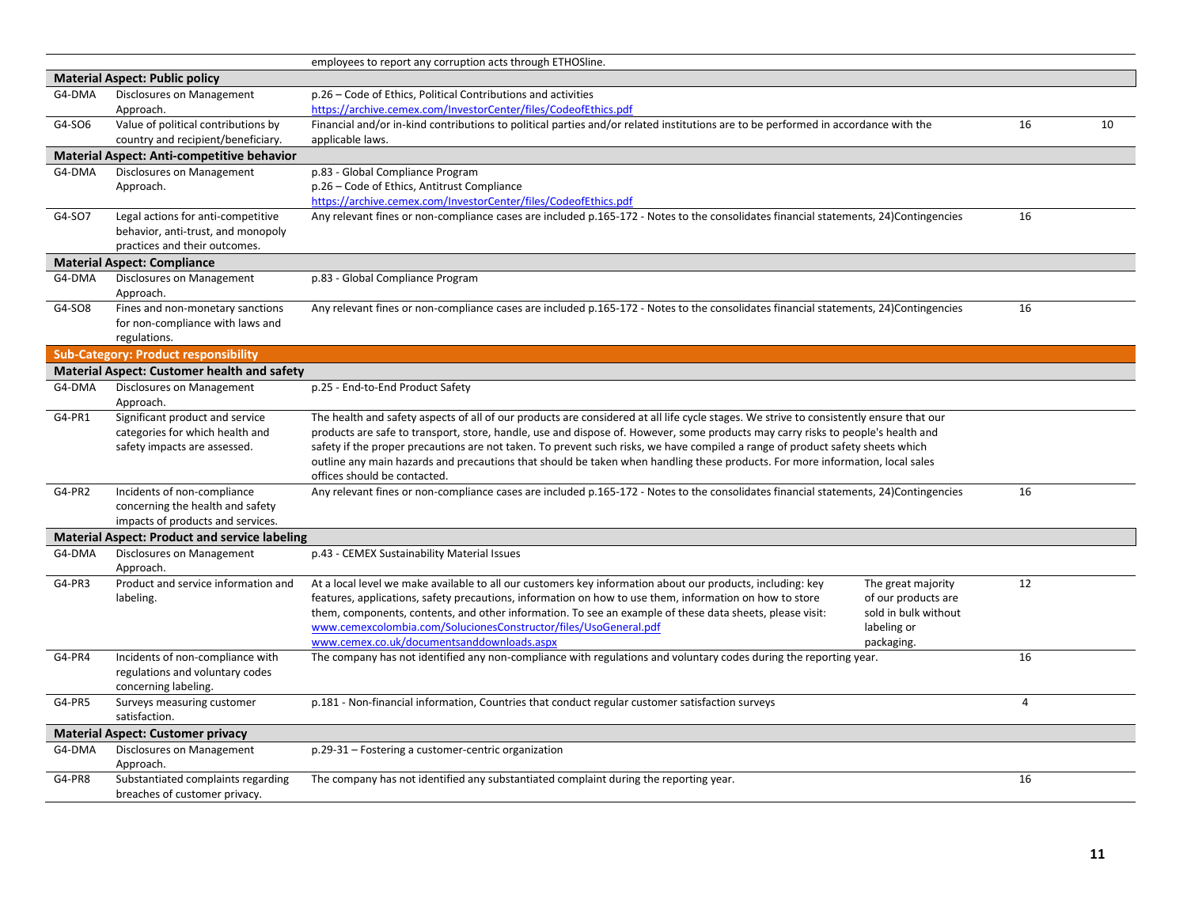| | | | | | |
|---|---|---|---|---|---|
| | | employees to report any corruption acts through ETHOSline. | | | |
| **Material Aspect: Public policy** | | | | | |
| G4-DMA | Disclosures on Management Approach. | p.26 – Code of Ethics, Political Contributions and activities https://archive.cemex.com/InvestorCenter/files/CodeofEthics.pdf | | | |
| G4-SO6 | Value of political contributions by country and recipient/beneficiary. | Financial and/or in-kind contributions to political parties and/or related institutions are to be performed in accordance with the applicable laws. | | 16 | 10 |
| **Material Aspect: Anti-competitive behavior** | | | | | |
| G4-DMA | Disclosures on Management Approach. | p.83 - Global Compliance Program<br>p.26 – Code of Ethics, Antitrust Compliance<br>https://archive.cemex.com/InvestorCenter/files/CodeofEthics.pdf | | | |
| G4-SO7 | Legal actions for anti-competitive behavior, anti-trust, and monopoly practices and their outcomes. | Any relevant fines or non-compliance cases are included p.165-172 - Notes to the consolidates financial statements, 24)Contingencies | | 16 | |
| **Material Aspect: Compliance** | | | | | |
| G4-DMA | Disclosures on Management Approach. | p.83 - Global Compliance Program | | | |
| G4-SO8 | Fines and non-monetary sanctions for non-compliance with laws and regulations. | Any relevant fines or non-compliance cases are included p.165-172 - Notes to the consolidates financial statements, 24)Contingencies | | 16 | |
| **Sub-Category: Product responsibility** | | | | | |
| **Material Aspect: Customer health and safety** | | | | | |
| G4-DMA | Disclosures on Management Approach. | p.25 - End-to-End Product Safety | | | |
| G4-PR1 | Significant product and service categories for which health and safety impacts are assessed. | The health and safety aspects of all of our products are considered at all life cycle stages. We strive to consistently ensure that our products are safe to transport, store, handle, use and dispose of. However, some products may carry risks to people's health and safety if the proper precautions are not taken. To prevent such risks, we have compiled a range of product safety sheets which outline any main hazards and precautions that should be taken when handling these products. For more information, local sales offices should be contacted. | | | |
| G4-PR2 | Incidents of non-compliance concerning the health and safety impacts of products and services. | Any relevant fines or non-compliance cases are included p.165-172 - Notes to the consolidates financial statements, 24)Contingencies | | 16 | |
| **Material Aspect: Product and service labeling** | | | | | |
| G4-DMA | Disclosures on Management Approach. | p.43 - CEMEX Sustainability Material Issues | | | |
| G4-PR3 | Product and service information and labeling. | At a local level we make available to all our customers key information about our products, including: key features, applications, safety precautions, information on how to use them, information on how to store them, components, contents, and other information. To see an example of these data sheets, please visit: www.cemexcolombia.com/SolucionesConstructor/files/UsoGeneral.pdf www.cemex.co.uk/documentsanddownloads.aspx | The great majority of our products are sold in bulk without labeling or packaging. | 12 | |
| G4-PR4 | Incidents of non-compliance with regulations and voluntary codes concerning labeling. | The company has not identified any non-compliance with regulations and voluntary codes during the reporting year. | | 16 | |
| G4-PR5 | Surveys measuring customer satisfaction. | p.181 - Non-financial information, Countries that conduct regular customer satisfaction surveys | | 4 | |
| **Material Aspect: Customer privacy** | | | | | |
| G4-DMA | Disclosures on Management Approach. | p.29-31 – Fostering a customer-centric organization | | | |
| G4-PR8 | Substantiated complaints regarding breaches of customer privacy. | The company has not identified any substantiated complaint during the reporting year. | | 16 | |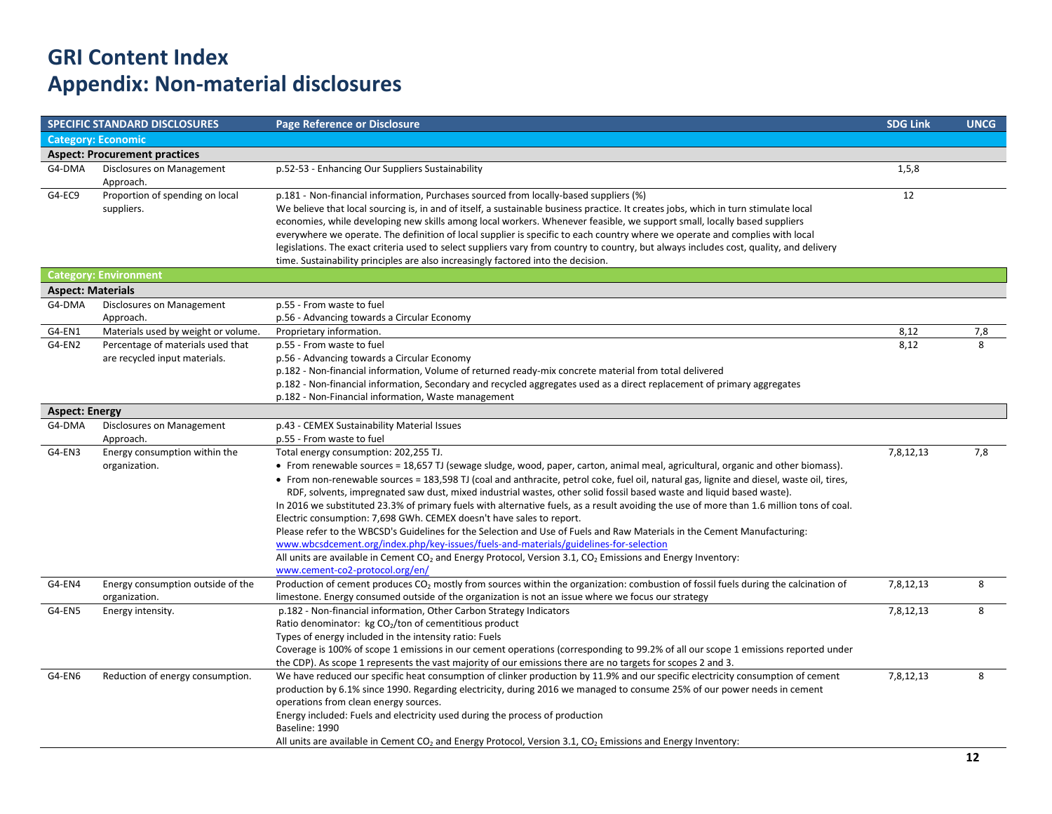# GRI Content Index
## Appendix: Non-material disclosures

| SPECIFIC STANDARD DISCLOSURES | | Page Reference or Disclosure | SDG Link | UNCG |
|---|---|---|---|---|
| **Category: Economic** | | | | |
| **Aspect: Procurement practices** | | | | |
| G4-DMA | Disclosures on Management Approach. | p.52-53 - Enhancing Our Suppliers Sustainability | 1,5,8 | |
| G4-EC9 | Proportion of spending on local suppliers. | p.181 - Non-financial information, Purchases sourced from locally-based suppliers (%)<br>We believe that local sourcing is, in and of itself, a sustainable business practice. It creates jobs, which in turn stimulate local economies, while developing new skills among local workers. Whenever feasible, we support small, locally based suppliers everywhere we operate. The definition of local supplier is specific to each country where we operate and complies with local legislations. The exact criteria used to select suppliers vary from country to country, but always includes cost, quality, and delivery time. Sustainability principles are also increasingly factored into the decision. | 12 | |
| **Category: Environment** | | | | |
| **Aspect: Materials** | | | | |
| G4-DMA | Disclosures on Management Approach. | p.55 - From waste to fuel<br>p.56 - Advancing towards a Circular Economy | | |
| G4-EN1 | Materials used by weight or volume. | Proprietary information. | 8,12 | 7,8 |
| G4-EN2 | Percentage of materials used that are recycled input materials. | p.55 - From waste to fuel<br>p.56 - Advancing towards a Circular Economy<br>p.182 - Non-financial information, Volume of returned ready-mix concrete material from total delivered<br>p.182 - Non-financial information, Secondary and recycled aggregates used as a direct replacement of primary aggregates<br>p.182 - Non-Financial information, Waste management | 8,12 | 8 |
| **Aspect: Energy** | | | | |
| G4-DMA | Disclosures on Management Approach. | p.43 - CEMEX Sustainability Material Issues<br>p.55 - From waste to fuel | | |
| G4-EN3 | Energy consumption within the organization. | Total energy consumption: 202,255 TJ.<br>• From renewable sources = 18,657 TJ (sewage sludge, wood, paper, carton, animal meal, agricultural, organic and other biomass).<br>• From non-renewable sources = 183,598 TJ (coal and anthracite, petrol coke, fuel oil, natural gas, lignite and diesel, waste oil, tires, RDF, solvents, impregnated saw dust, mixed industrial wastes, other solid fossil based waste and liquid based waste).<br>In 2016 we substituted 23.3% of primary fuels with alternative fuels, as a result avoiding the use of more than 1.6 million tons of coal.<br>Electric consumption: 7,698 GWh. CEMEX doesn't have sales to report.<br>Please refer to the WBCSD's Guidelines for the Selection and Use of Fuels and Raw Materials in the Cement Manufacturing: www.wbcsdcement.org/index.php/key-issues/fuels-and-materials/guidelines-for-selection<br>All units are available in Cement $CO_2$ and Energy Protocol, Version 3.1, $CO_2$ Emissions and Energy Inventory: www.cement-co2-protocol.org/en/ | 7,8,12,13 | 7,8 |
| G4-EN4 | Energy consumption outside of the organization. | Production of cement produces $CO_2$ mostly from sources within the organization: combustion of fossil fuels during the calcination of limestone. Energy consumed outside of the organization is not an issue where we focus our strategy | 7,8,12,13 | 8 |
| G4-EN5 | Energy intensity. | p.182 - Non-financial information, Other Carbon Strategy Indicators<br>Ratio denominator: kg $CO_2$/ton of cementitious product<br>Types of energy included in the intensity ratio: Fuels<br>Coverage is 100% of scope 1 emissions in our cement operations (corresponding to 99.2% of all our scope 1 emissions reported under the CDP). As scope 1 represents the vast majority of our emissions there are no targets for scopes 2 and 3. | 7,8,12,13 | 8 |
| G4-EN6 | Reduction of energy consumption. | We have reduced our specific heat consumption of clinker production by 11.9% and our specific electricity consumption of cement production by 6.1% since 1990. Regarding electricity, during 2016 we managed to consume 25% of our power needs in cement operations from clean energy sources.<br>Energy included: Fuels and electricity used during the process of production<br>Baseline: 1990<br>All units are available in Cement $CO_2$ and Energy Protocol, Version 3.1, $CO_2$ Emissions and Energy Inventory: | 7,8,12,13 | 8 |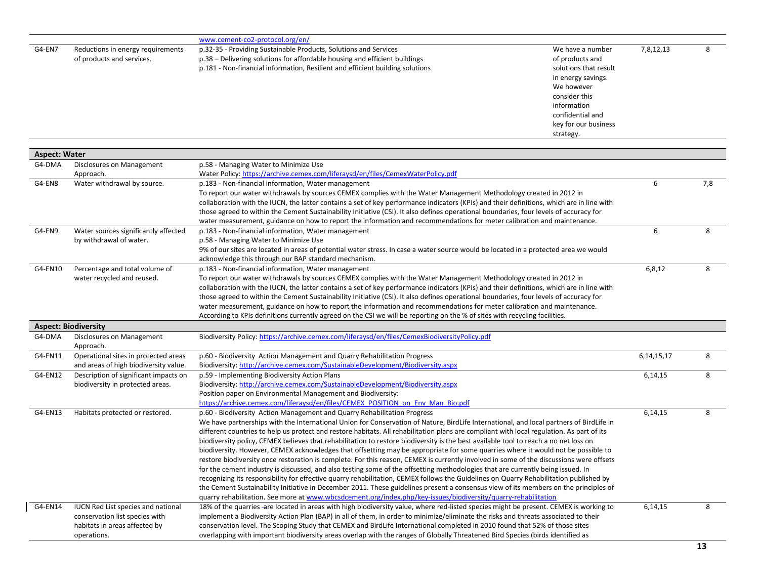| | | | | | |
|---|---|---|---|---|---|
| | | www.cement-co2-protocol.org/en/ | | | |
| G4-EN7 | Reductions in energy requirements of products and services. | p.32-35 - Providing Sustainable Products, Solutions and Services<br>p.38 – Delivering solutions for affordable housing and efficient buildings<br>p.181 - Non-financial information, Resilient and efficient building solutions | We have a number of products and solutions that result in energy savings. We however consider this information confidential and key for our business strategy. | 7,8,12,13 | 8 |
| **Aspect: Water** | | | | | |
| G4-DMA | Disclosures on Management Approach. | p.58 - Managing Water to Minimize Use<br>Water Policy: https://archive.cemex.com/liferaysd/en/files/CemexWaterPolicy.pdf | | | |
| G4-EN8 | Water withdrawal by source. | p.183 - Non-financial information, Water management<br>To report our water withdrawals by sources CEMEX complies with the Water Management Methodology created in 2012 in collaboration with the IUCN, the latter contains a set of key performance indicators (KPIs) and their definitions, which are in line with those agreed to within the Cement Sustainability Initiative (CSI). It also defines operational boundaries, four levels of accuracy for water measurement, guidance on how to report the information and recommendations for meter calibration and maintenance. | | 6 | 7,8 |
| G4-EN9 | Water sources significantly affected by withdrawal of water. | p.183 - Non-financial information, Water management<br>p.58 - Managing Water to Minimize Use<br>9% of our sites are located in areas of potential water stress. In case a water source would be located in a protected area we would acknowledge this through our BAP standard mechanism. | | 6 | 8 |
| G4-EN10 | Percentage and total volume of water recycled and reused. | p.183 - Non-financial information, Water management<br>To report our water withdrawals by sources CEMEX complies with the Water Management Methodology created in 2012 in collaboration with the IUCN, the latter contains a set of key performance indicators (KPIs) and their definitions, which are in line with those agreed to within the Cement Sustainability Initiative (CSI). It also defines operational boundaries, four levels of accuracy for water measurement, guidance on how to report the information and recommendations for meter calibration and maintenance.<br>According to KPIs definitions currently agreed on the CSI we will be reporting on the % of sites with recycling facilities. | | 6,8,12 | 8 |
| **Aspect: Biodiversity** | | | | | |
| G4-DMA | Disclosures on Management Approach. | Biodiversity Policy: https://archive.cemex.com/liferaysd/en/files/CemexBiodiversityPolicy.pdf | | | |
| G4-EN11 | Operational sites in protected areas and areas of high biodiversity value. | p.60 - Biodiversity Action Management and Quarry Rehabilitation Progress<br>Biodiversity: http://archive.cemex.com/SustainableDevelopment/Biodiversity.aspx | | 6,14,15,17 | 8 |
| G4-EN12 | Description of significant impacts on biodiversity in protected areas. | p.59 - Implementing Biodiversity Action Plans<br>Biodiversity: http://archive.cemex.com/SustainableDevelopment/Biodiversity.aspx<br>Position paper on Environmental Management and Biodiversity:<br>https://archive.cemex.com/liferaysd/en/files/CEMEX_POSITION_on_Env_Man_Bio.pdf | | 6,14,15 | 8 |
| G4-EN13 | Habitats protected or restored. | p.60 - Biodiversity Action Management and Quarry Rehabilitation Progress<br>We have partnerships with the International Union for Conservation of Nature, BirdLife International, and local partners of BirdLife in different countries to help us protect and restore habitats. All rehabilitation plans are compliant with local regulation. As part of its biodiversity policy, CEMEX believes that rehabilitation to restore biodiversity is the best available tool to reach a no net loss on biodiversity. However, CEMEX acknowledges that offsetting may be appropriate for some quarries where it would not be possible to restore biodiversity once restoration is complete. For this reason, CEMEX is currently involved in some of the discussions were offsets for the cement industry is discussed, and also testing some of the offsetting methodologies that are currently being issued. In recognizing its responsibility for effective quarry rehabilitation, CEMEX follows the Guidelines on Quarry Rehabilitation published by the Cement Sustainability Initiative in December 2011. These guidelines present a consensus view of its members on the principles of quarry rehabilitation. See more at www.wbcsdcement.org/index.php/key-issues/biodiversity/quarry-rehabilitation | | 6,14,15 | 8 |
| G4-EN14 | IUCN Red List species and national conservation list species with habitats in areas affected by operations. | 18% of the quarries are located in areas with high biodiversity value, where red-listed species might be present. CEMEX is working to implement a Biodiversity Action Plan (BAP) in all of them, in order to minimize/eliminate the risks and threats associated to their conservation level. The Scoping Study that CEMEX and BirdLife International completed in 2010 found that 52% of those sites overlapping with important biodiversity areas overlap with the ranges of Globally Threatened Bird Species (birds identified as | | 6,14,15 | 8 |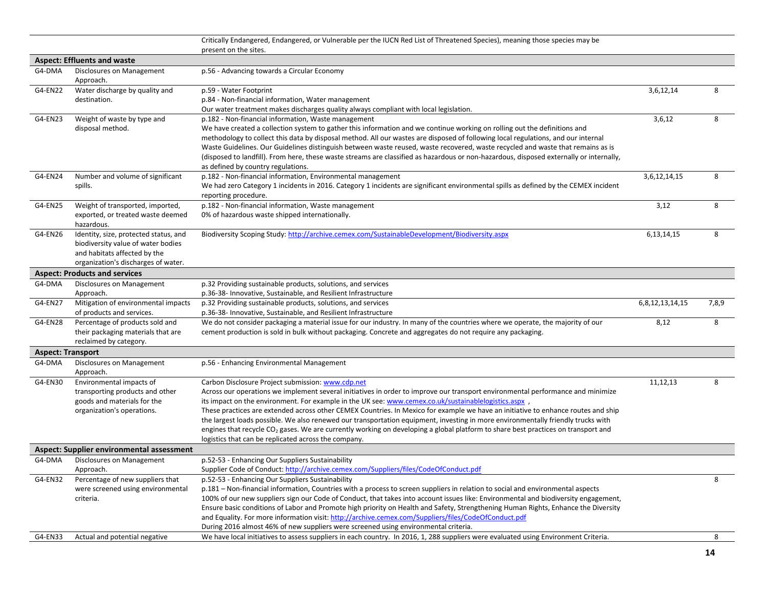| | | | | |
|---|---|---|---|---|
| | | Critically Endangered, Endangered, or Vulnerable per the IUCN Red List of Threatened Species), meaning those species may be present on the sites. | | |
| **Aspect: Effluents and waste** | | | | |
| G4-DMA | Disclosures on Management Approach. | p.56 - Advancing towards a Circular Economy | | |
| G4-EN22 | Water discharge by quality and destination. | p.59 - Water Footprint<br>p.84 - Non-financial information, Water management<br>Our water treatment makes discharges quality always compliant with local legislation. | 3,6,12,14 | 8 |
| G4-EN23 | Weight of waste by type and disposal method. | p.182 - Non-financial information, Waste management<br>We have created a collection system to gather this information and we continue working on rolling out the definitions and methodology to collect this data by disposal method. All our wastes are disposed of following local regulations, and our internal Waste Guidelines. Our Guidelines distinguish between waste reused, waste recovered, waste recycled and waste that remains as is (disposed to landfill). From here, these waste streams are classified as hazardous or non-hazardous, disposed externally or internally, as defined by country regulations. | 3,6,12 | 8 |
| G4-EN24 | Number and volume of significant spills. | p.182 - Non-financial information, Environmental management<br>We had zero Category 1 incidents in 2016. Category 1 incidents are significant environmental spills as defined by the CEMEX incident reporting procedure. | 3,6,12,14,15 | 8 |
| G4-EN25 | Weight of transported, imported, exported, or treated waste deemed hazardous. | p.182 - Non-financial information, Waste management<br>0% of hazardous waste shipped internationally. | 3,12 | 8 |
| G4-EN26 | Identity, size, protected status, and biodiversity value of water bodies and habitats affected by the organization's discharges of water. | Biodiversity Scoping Study: http://archive.cemex.com/SustainableDevelopment/Biodiversity.aspx | 6,13,14,15 | 8 |
| **Aspect: Products and services** | | | | |
| G4-DMA | Disclosures on Management Approach. | p.32 Providing sustainable products, solutions, and services<br>p.36-38- Innovative, Sustainable, and Resilient Infrastructure | | |
| G4-EN27 | Mitigation of environmental impacts of products and services. | p.32 Providing sustainable products, solutions, and services<br>p.36-38- Innovative, Sustainable, and Resilient Infrastructure | 6,8,12,13,14,15 | 7,8,9 |
| G4-EN28 | Percentage of products sold and their packaging materials that are reclaimed by category. | We do not consider packaging a material issue for our industry. In many of the countries where we operate, the majority of our cement production is sold in bulk without packaging. Concrete and aggregates do not require any packaging. | 8,12 | 8 |
| **Aspect: Transport** | | | | |
| G4-DMA | Disclosures on Management Approach. | p.56 - Enhancing Environmental Management | | |
| G4-EN30 | Environmental impacts of transporting products and other goods and materials for the organization's operations. | Carbon Disclosure Project submission: www.cdp.net<br>Across our operations we implement several initiatives in order to improve our transport environmental performance and minimize its impact on the environment. For example in the UK see: www.cemex.co.uk/sustainablelogistics.aspx ,<br>These practices are extended across other CEMEX Countries. In Mexico for example we have an initiative to enhance routes and ship the largest loads possible. We also renewed our transportation equipment, investing in more environmentally friendly trucks with engines that recycle $CO_2$ gases. We are currently working on developing a global platform to share best practices on transport and logistics that can be replicated across the company. | 11,12,13 | 8 |
| **Aspect: Supplier environmental assessment** | | | | |
| G4-DMA | Disclosures on Management Approach. | p.52-53 - Enhancing Our Suppliers Sustainability<br>Supplier Code of Conduct: http://archive.cemex.com/Suppliers/files/CodeOfConduct.pdf | | |
| G4-EN32 | Percentage of new suppliers that were screened using environmental criteria. | p.52-53 - Enhancing Our Suppliers Sustainability<br>p.181 – Non-financial information, Countries with a process to screen suppliers in relation to social and environmental aspects<br>100% of our new suppliers sign our Code of Conduct, that takes into account issues like: Environmental and biodiversity engagement, Ensure basic conditions of Labor and Promote high priority on Health and Safety, Strengthening Human Rights, Enhance the Diversity and Equality. For more information visit: http://archive.cemex.com/Suppliers/files/CodeOfConduct.pdf<br>During 2016 almost 46% of new suppliers were screened using environmental criteria. | | 8 |
| G4-EN33 | Actual and potential negative | We have local initiatives to assess suppliers in each country. In 2016, 1, 288 suppliers were evaluated using Environment Criteria. | | 8 |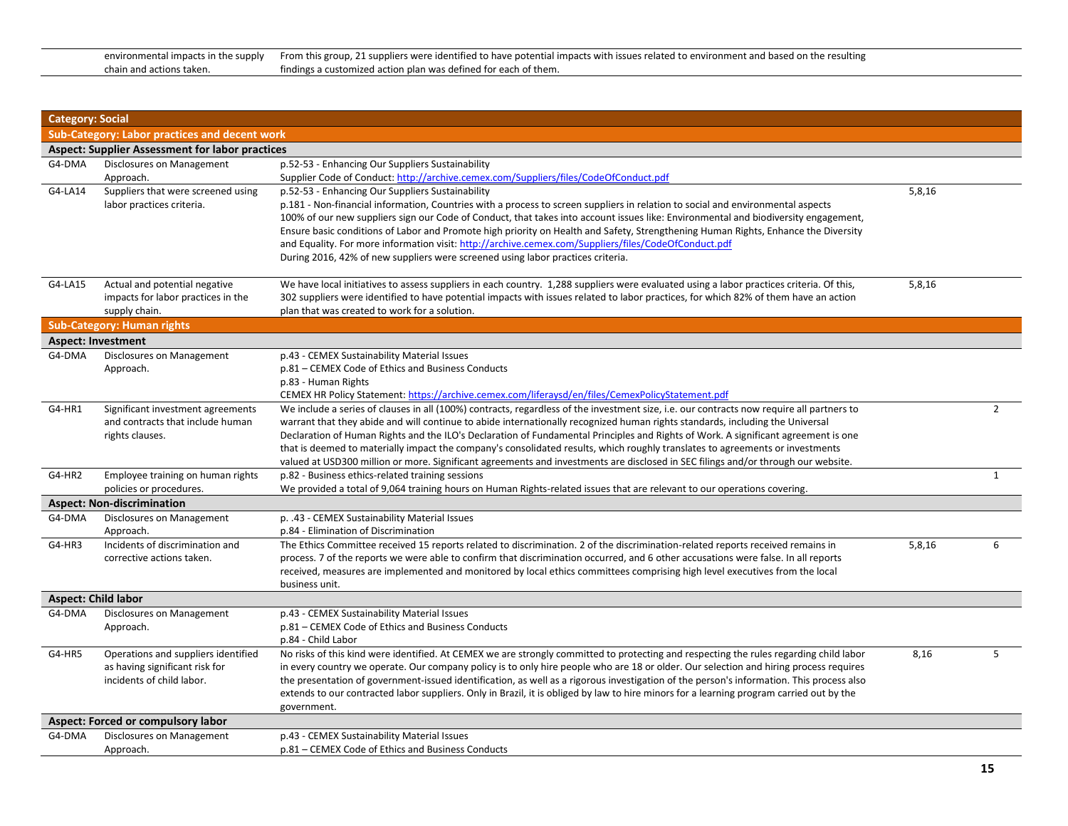| | | | | |
|---|---|---|---|---|
| | environmental impacts in the supply chain and actions taken. | From this group, 21 suppliers were identified to have potential impacts with issues related to environment and based on the resulting findings a customized action plan was defined for each of them. | | |
| **Category: Social** | | | | |
| **Sub-Category: Labor practices and decent work** | | | | |
| **Aspect: Supplier Assessment for labor practices** | | | | |
| G4-DMA | Disclosures on Management Approach. | p.52-53 - Enhancing Our Suppliers Sustainability<br>Supplier Code of Conduct: http://archive.cemex.com/Suppliers/files/CodeOfConduct.pdf | | |
| G4-LA14 | Suppliers that were screened using labor practices criteria. | p.52-53 - Enhancing Our Suppliers Sustainability<br>p.181 - Non-financial information, Countries with a process to screen suppliers in relation to social and environmental aspects<br>100% of our new suppliers sign our Code of Conduct, that takes into account issues like: Environmental and biodiversity engagement, Ensure basic conditions of Labor and Promote high priority on Health and Safety, Strengthening Human Rights, Enhance the Diversity and Equality. For more information visit: http://archive.cemex.com/Suppliers/files/CodeOfConduct.pdf<br>During 2016, 42% of new suppliers were screened using labor practices criteria. | 5,8,16 | |
| G4-LA15 | Actual and potential negative impacts for labor practices in the supply chain. | We have local initiatives to assess suppliers in each country. 1,288 suppliers were evaluated using a labor practices criteria. Of this, 302 suppliers were identified to have potential impacts with issues related to labor practices, for which 82% of them have an action plan that was created to work for a solution. | 5,8,16 | |
| **Sub-Category: Human rights** | | | | |
| **Aspect: Investment** | | | | |
| G4-DMA | Disclosures on Management Approach. | p.43 - CEMEX Sustainability Material Issues<br>p.81 – CEMEX Code of Ethics and Business Conducts<br>p.83 - Human Rights<br>CEMEX HR Policy Statement: https://archive.cemex.com/liferaysd/en/files/CemexPolicyStatement.pdf | | |
| G4-HR1 | Significant investment agreements and contracts that include human rights clauses. | We include a series of clauses in all (100%) contracts, regardless of the investment size, i.e. our contracts now require all partners to warrant that they abide and will continue to abide internationally recognized human rights standards, including the Universal Declaration of Human Rights and the ILO's Declaration of Fundamental Principles and Rights of Work. A significant agreement is one that is deemed to materially impact the company's consolidated results, which roughly translates to agreements or investments valued at USD300 million or more. Significant agreements and investments are disclosed in SEC filings and/or through our website. | | 2 |
| G4-HR2 | Employee training on human rights policies or procedures. | p.82 - Business ethics-related training sessions<br>We provided a total of 9,064 training hours on Human Rights-related issues that are relevant to our operations covering. | | 1 |
| **Aspect: Non-discrimination** | | | | |
| G4-DMA | Disclosures on Management Approach. | p. .43 - CEMEX Sustainability Material Issues<br>p.84 - Elimination of Discrimination | | |
| G4-HR3 | Incidents of discrimination and corrective actions taken. | The Ethics Committee received 15 reports related to discrimination. 2 of the discrimination-related reports received remains in process. 7 of the reports we were able to confirm that discrimination occurred, and 6 other accusations were false. In all reports received, measures are implemented and monitored by local ethics committees comprising high level executives from the local business unit. | 5,8,16 | 6 |
| **Aspect: Child labor** | | | | |
| G4-DMA | Disclosures on Management Approach. | p.43 - CEMEX Sustainability Material Issues<br>p.81 – CEMEX Code of Ethics and Business Conducts<br>p.84 - Child Labor | | |
| G4-HR5 | Operations and suppliers identified as having significant risk for incidents of child labor. | No risks of this kind were identified. At CEMEX we are strongly committed to protecting and respecting the rules regarding child labor in every country we operate. Our company policy is to only hire people who are 18 or older. Our selection and hiring process requires the presentation of government-issued identification, as well as a rigorous investigation of the person's information. This process also extends to our contracted labor suppliers. Only in Brazil, it is obliged by law to hire minors for a learning program carried out by the government. | 8,16 | 5 |
| **Aspect: Forced or compulsory labor** | | | | |
| G4-DMA | Disclosures on Management Approach. | p.43 - CEMEX Sustainability Material Issues<br>p.81 – CEMEX Code of Ethics and Business Conducts | | |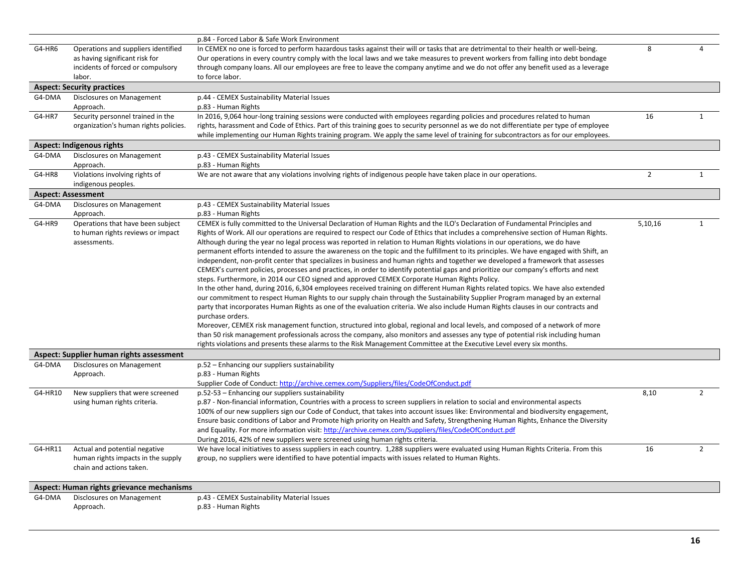| | | | | |
|---|---|---|---|---|
| | | p.84 - Forced Labor & Safe Work Environment | | |
| G4-HR6 | Operations and suppliers identified as having significant risk for incidents of forced or compulsory labor. | In CEMEX no one is forced to perform hazardous tasks against their will or tasks that are detrimental to their health or well-being. Our operations in every country comply with the local laws and we take measures to prevent workers from falling into debt bondage through company loans. All our employees are free to leave the company anytime and we do not offer any benefit used as a leverage to force labor. | 8 | 4 |
| **Aspect: Security practices** | | | | |
| G4-DMA | Disclosures on Management Approach. | p.44 - CEMEX Sustainability Material Issues<br>p.83 - Human Rights | | |
| G4-HR7 | Security personnel trained in the organization's human rights policies. | In 2016, 9,064 hour-long training sessions were conducted with employees regarding policies and procedures related to human rights, harassment and Code of Ethics. Part of this training goes to security personnel as we do not differentiate per type of employee while implementing our Human Rights training program. We apply the same level of training for subcontractors as for our employees. | 16 | 1 |
| **Aspect: Indigenous rights** | | | | |
| G4-DMA | Disclosures on Management Approach. | p.43 - CEMEX Sustainability Material Issues<br>p.83 - Human Rights | | |
| G4-HR8 | Violations involving rights of indigenous peoples. | We are not aware that any violations involving rights of indigenous people have taken place in our operations. | 2 | 1 |
| **Aspect: Assessment** | | | | |
| G4-DMA | Disclosures on Management Approach. | p.43 - CEMEX Sustainability Material Issues<br>p.83 - Human Rights | | |
| G4-HR9 | Operations that have been subject to human rights reviews or impact assessments. | CEMEX is fully committed to the Universal Declaration of Human Rights and the ILO's Declaration of Fundamental Principles and Rights of Work. All our operations are required to respect our Code of Ethics that includes a comprehensive section of Human Rights. Although during the year no legal process was reported in relation to Human Rights violations in our operations, we do have permanent efforts intended to assure the awareness on the topic and the fulfillment to its principles. We have engaged with Shift, an independent, non-profit center that specializes in business and human rights and together we developed a framework that assesses CEMEX's current policies, processes and practices, in order to identify potential gaps and prioritize our company's efforts and next steps. Furthermore, in 2014 our CEO signed and approved CEMEX Corporate Human Rights Policy.<br>In the other hand, during 2016, 6,304 employees received training on different Human Rights related topics. We have also extended our commitment to respect Human Rights to our supply chain through the Sustainability Supplier Program managed by an external party that incorporates Human Rights as one of the evaluation criteria. We also include Human Rights clauses in our contracts and purchase orders.<br>Moreover, CEMEX risk management function, structured into global, regional and local levels, and composed of a network of more than 50 risk management professionals across the company, also monitors and assesses any type of potential risk including human rights violations and presents these alarms to the Risk Management Committee at the Executive Level every six months. | 5,10,16 | 1 |
| **Aspect: Supplier human rights assessment** | | | | |
| G4-DMA | Disclosures on Management Approach. | p.52 – Enhancing our suppliers sustainability<br>p.83 - Human Rights<br>Supplier Code of Conduct: http://archive.cemex.com/Suppliers/files/CodeOfConduct.pdf | | |
| G4-HR10 | New suppliers that were screened using human rights criteria. | p.52-53 – Enhancing our suppliers sustainability<br>p.87 - Non-financial information, Countries with a process to screen suppliers in relation to social and environmental aspects<br>100% of our new suppliers sign our Code of Conduct, that takes into account issues like: Environmental and biodiversity engagement, Ensure basic conditions of Labor and Promote high priority on Health and Safety, Strengthening Human Rights, Enhance the Diversity and Equality. For more information visit: http://archive.cemex.com/Suppliers/files/CodeOfConduct.pdf<br>During 2016, 42% of new suppliers were screened using human rights criteria. | 8,10 | 2 |
| G4-HR11 | Actual and potential negative human rights impacts in the supply chain and actions taken. | We have local initiatives to assess suppliers in each country. 1,288 suppliers were evaluated using Human Rights Criteria. From this group, no suppliers were identified to have potential impacts with issues related to Human Rights. | 16 | 2 |
| **Aspect: Human rights grievance mechanisms** | | | | |
| G4-DMA | Disclosures on Management Approach. | p.43 - CEMEX Sustainability Material Issues<br>p.83 - Human Rights | | |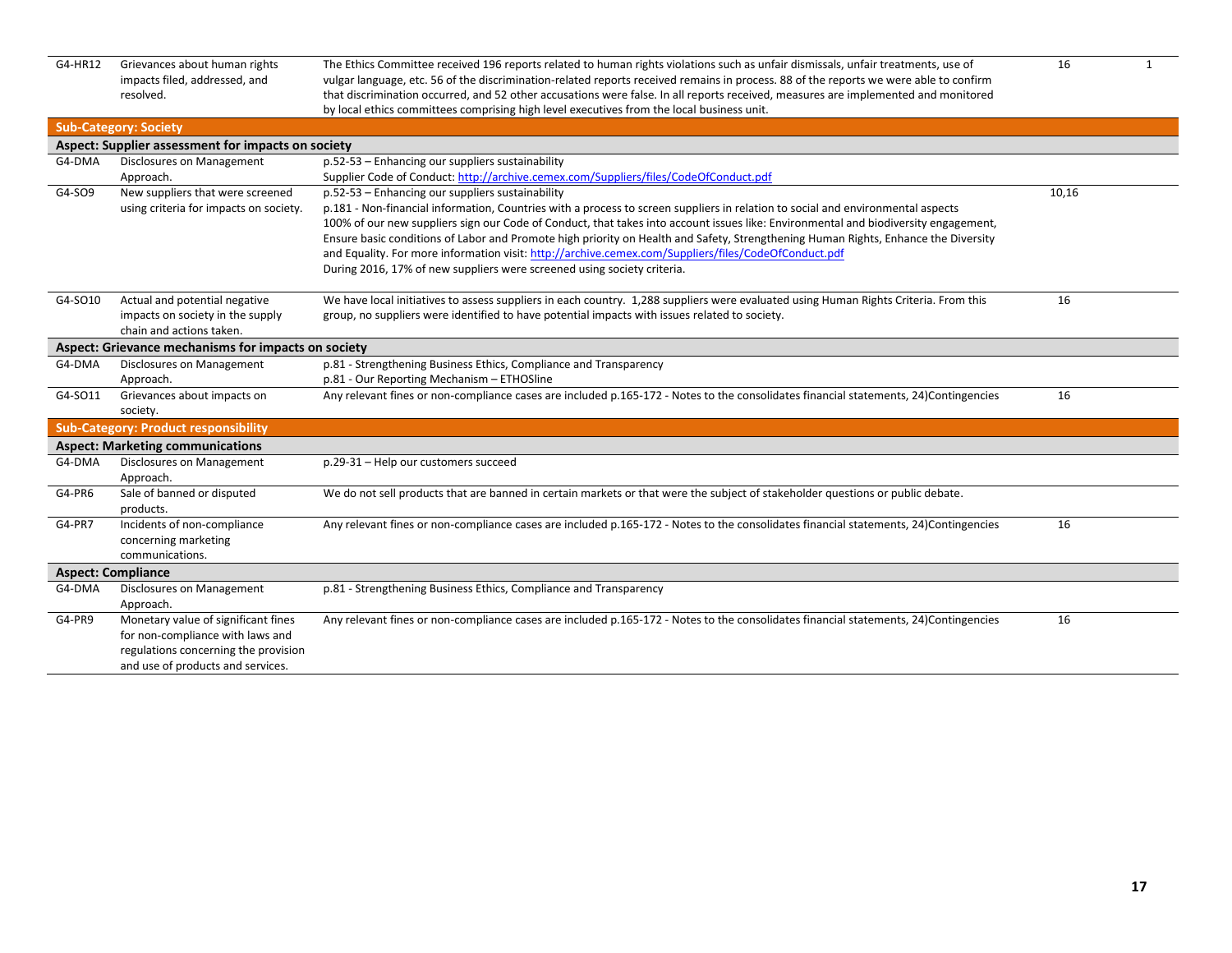| | | | | |
|---|---|---|---|---|
| G4-HR12 | Grievances about human rights impacts filed, addressed, and resolved. | The Ethics Committee received 196 reports related to human rights violations such as unfair dismissals, unfair treatments, use of vulgar language, etc. 56 of the discrimination-related reports received remains in process. 88 of the reports we were able to confirm that discrimination occurred, and 52 other accusations were false. In all reports received, measures are implemented and monitored by local ethics committees comprising high level executives from the local business unit. | 16 | 1 |
| **Sub-Category: Society** | | | | |
| **Aspect: Supplier assessment for impacts on society** | | | | |
| G4-DMA | Disclosures on Management Approach. | p.52-53 – Enhancing our suppliers sustainability<br>Supplier Code of Conduct: http://archive.cemex.com/Suppliers/files/CodeOfConduct.pdf | | |
| G4-SO9 | New suppliers that were screened using criteria for impacts on society. | p.52-53 – Enhancing our suppliers sustainability<br>p.181 - Non-financial information, Countries with a process to screen suppliers in relation to social and environmental aspects<br>100% of our new suppliers sign our Code of Conduct, that takes into account issues like: Environmental and biodiversity engagement, Ensure basic conditions of Labor and Promote high priority on Health and Safety, Strengthening Human Rights, Enhance the Diversity and Equality. For more information visit: http://archive.cemex.com/Suppliers/files/CodeOfConduct.pdf<br>During 2016, 17% of new suppliers were screened using society criteria. | 10,16 | |
| G4-SO10 | Actual and potential negative impacts on society in the supply chain and actions taken. | We have local initiatives to assess suppliers in each country. 1,288 suppliers were evaluated using Human Rights Criteria. From this group, no suppliers were identified to have potential impacts with issues related to society. | 16 | |
| **Aspect: Grievance mechanisms for impacts on society** | | | | |
| G4-DMA | Disclosures on Management Approach. | p.81 - Strengthening Business Ethics, Compliance and Transparency<br>p.81 - Our Reporting Mechanism – ETHOSline | | |
| G4-SO11 | Grievances about impacts on society. | Any relevant fines or non-compliance cases are included p.165-172 - Notes to the consolidates financial statements, 24)Contingencies | 16 | |
| **Sub-Category: Product responsibility** | | | | |
| **Aspect: Marketing communications** | | | | |
| G4-DMA | Disclosures on Management Approach. | p.29-31 – Help our customers succeed | | |
| G4-PR6 | Sale of banned or disputed products. | We do not sell products that are banned in certain markets or that were the subject of stakeholder questions or public debate. | | |
| G4-PR7 | Incidents of non-compliance concerning marketing communications. | Any relevant fines or non-compliance cases are included p.165-172 - Notes to the consolidates financial statements, 24)Contingencies | 16 | |
| **Aspect: Compliance** | | | | |
| G4-DMA | Disclosures on Management Approach. | p.81 - Strengthening Business Ethics, Compliance and Transparency | | |
| G4-PR9 | Monetary value of significant fines for non-compliance with laws and regulations concerning the provision and use of products and services. | Any relevant fines or non-compliance cases are included p.165-172 - Notes to the consolidates financial statements, 24)Contingencies | 16 | |